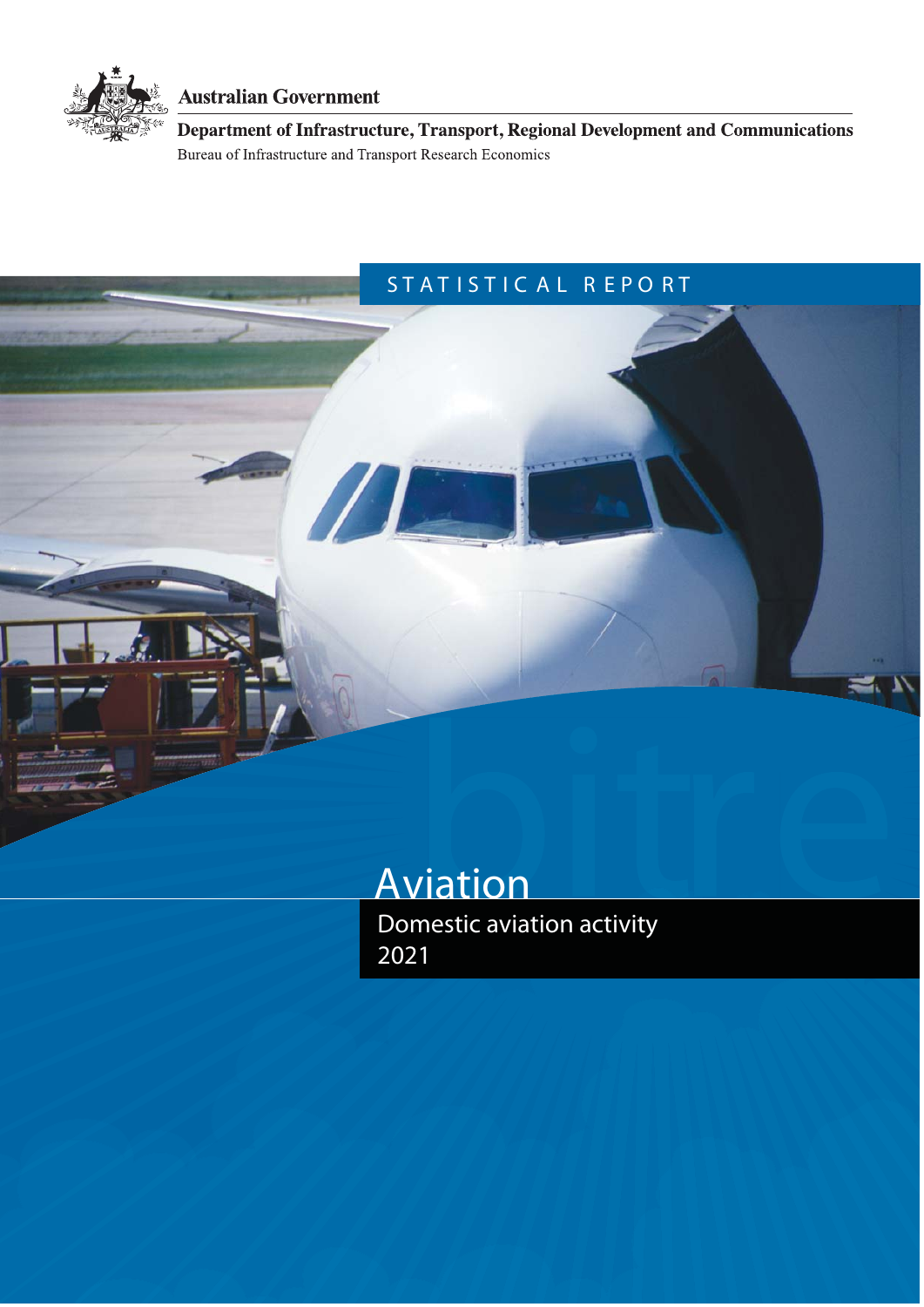Australian Government

Department of Infrastructure, Transport, Regional Development and Communications

Bureau of Infrastructure and Transport Research Economics

STATISTICAL REPORT

# Aviation

## Domestic aviation activity 2021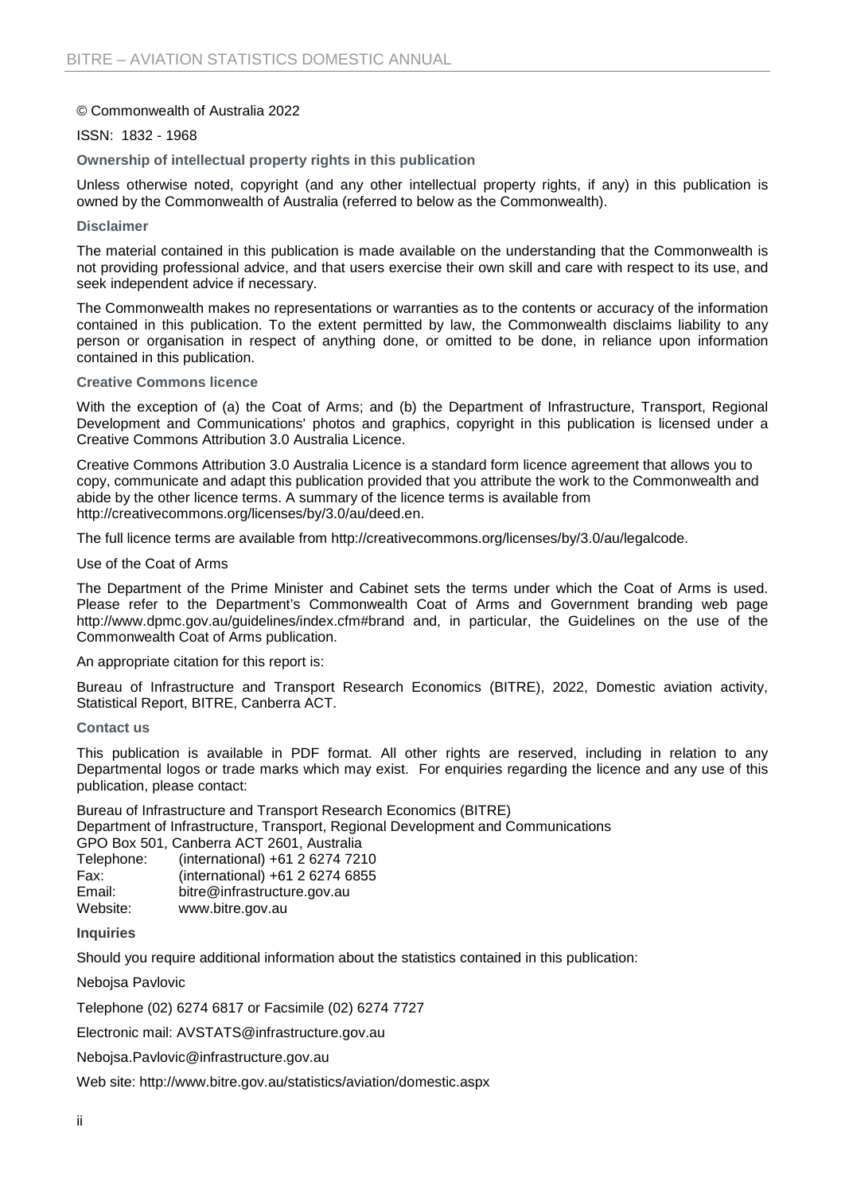© Commonwealth of Australia 2022

ISSN: 1832 - 1968

**Ownership of intellectual property rights in this publication**

Unless otherwise noted, copyright (and any other intellectual property rights, if any) in this publication is owned by the Commonwealth of Australia (referred to below as the Commonwealth).

**Disclaimer**

The material contained in this publication is made available on the understanding that the Commonwealth is not providing professional advice, and that users exercise their own skill and care with respect to its use, and seek independent advice if necessary.

The Commonwealth makes no representations or warranties as to the contents or accuracy of the information contained in this publication. To the extent permitted by law, the Commonwealth disclaims liability to any person or organisation in respect of anything done, or omitted to be done, in reliance upon information contained in this publication.

**Creative Commons licence**

With the exception of (a) the Coat of Arms; and (b) the Department of Infrastructure, Transport, Regional Development and Communications' photos and graphics, copyright in this publication is licensed under a Creative Commons Attribution 3.0 Australia Licence.

Creative Commons Attribution 3.0 Australia Licence is a standard form licence agreement that allows you to copy, communicate and adapt this publication provided that you attribute the work to the Commonwealth and abide by the other licence terms. A summary of the licence terms is available from http://creativecommons.org/licenses/by/3.0/au/deed.en.

The full licence terms are available from http://creativecommons.org/licenses/by/3.0/au/legalcode.

Use of the Coat of Arms

The Department of the Prime Minister and Cabinet sets the terms under which the Coat of Arms is used. Please refer to the Department's Commonwealth Coat of Arms and Government branding web page http://www.dpmc.gov.au/guidelines/index.cfm#brand and, in particular, the Guidelines on the use of the Commonwealth Coat of Arms publication.

An appropriate citation for this report is:

Bureau of Infrastructure and Transport Research Economics (BITRE), 2022, Domestic aviation activity, Statistical Report, BITRE, Canberra ACT.

**Contact us**

This publication is available in PDF format. All other rights are reserved, including in relation to any Departmental logos or trade marks which may exist. For enquiries regarding the licence and any use of this publication, please contact:

Bureau of Infrastructure and Transport Research Economics (BITRE)
Department of Infrastructure, Transport, Regional Development and Communications
GPO Box 501, Canberra ACT 2601, Australia
Telephone: (international) +61 2 6274 7210
Fax: (international) +61 2 6274 6855
Email: bitre@infrastructure.gov.au
Website: www.bitre.gov.au

**Inquiries**

Should you require additional information about the statistics contained in this publication:

Nebojsa Pavlovic

Telephone (02) 6274 6817 or Facsimile (02) 6274 7727

Electronic mail: AVSTATS@infrastructure.gov.au

Nebojsa.Pavlovic@infrastructure.gov.au

Web site: http://www.bitre.gov.au/statistics/aviation/domestic.aspx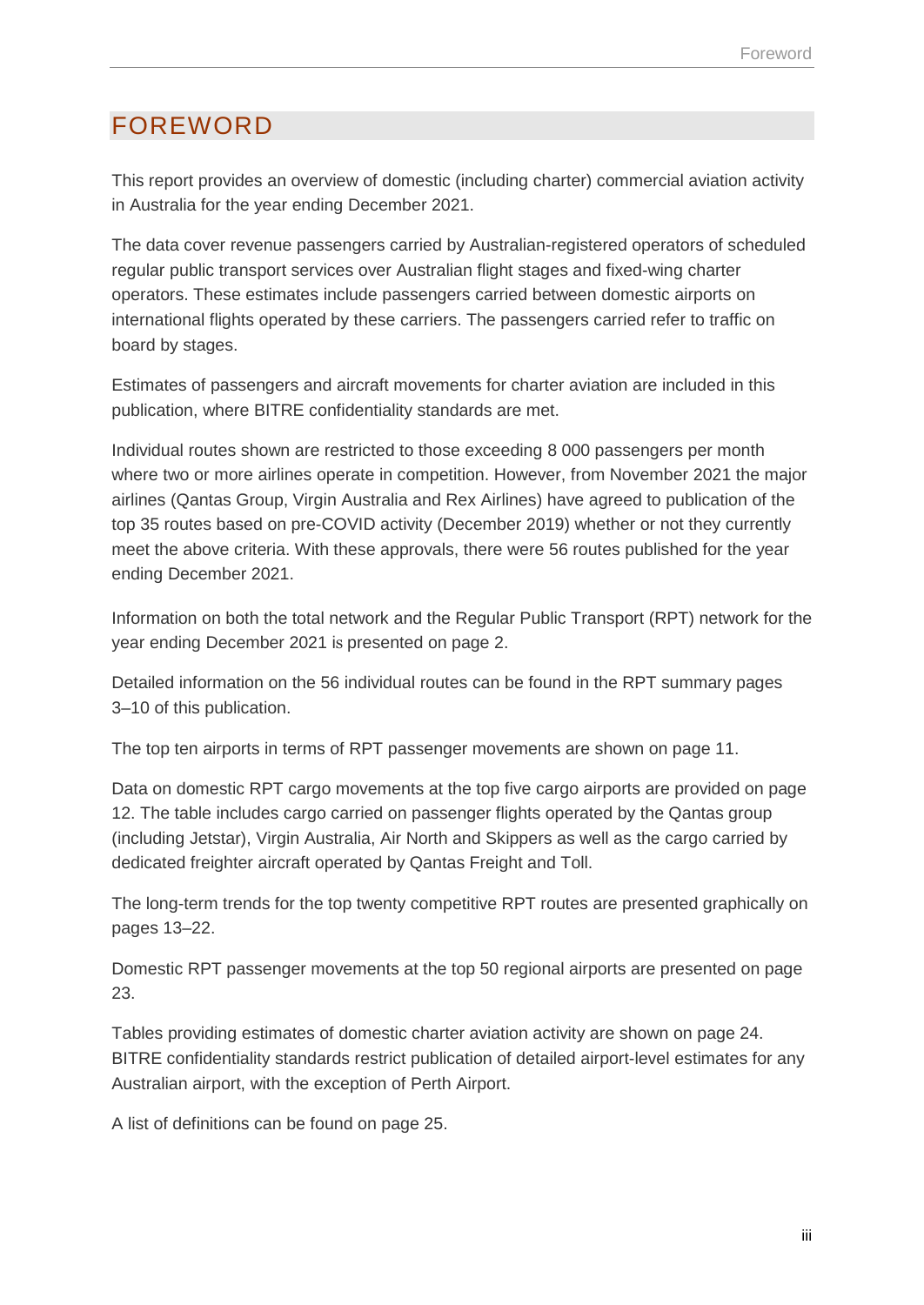# FOREWORD

This report provides an overview of domestic (including charter) commercial aviation activity in Australia for the year ending December 2021.

The data cover revenue passengers carried by Australian-registered operators of scheduled regular public transport services over Australian flight stages and fixed-wing charter operators. These estimates include passengers carried between domestic airports on international flights operated by these carriers. The passengers carried refer to traffic on board by stages.

Estimates of passengers and aircraft movements for charter aviation are included in this publication, where BITRE confidentiality standards are met.

Individual routes shown are restricted to those exceeding 8 000 passengers per month where two or more airlines operate in competition. However, from November 2021 the major airlines (Qantas Group, Virgin Australia and Rex Airlines) have agreed to publication of the top 35 routes based on pre-COVID activity (December 2019) whether or not they currently meet the above criteria. With these approvals, there were 56 routes published for the year ending December 2021.

Information on both the total network and the Regular Public Transport (RPT) network for the year ending December 2021 is presented on page 2.

Detailed information on the 56 individual routes can be found in the RPT summary pages 3–10 of this publication.

The top ten airports in terms of RPT passenger movements are shown on page 11.

Data on domestic RPT cargo movements at the top five cargo airports are provided on page 12. The table includes cargo carried on passenger flights operated by the Qantas group (including Jetstar), Virgin Australia, Air North and Skippers as well as the cargo carried by dedicated freighter aircraft operated by Qantas Freight and Toll.

The long-term trends for the top twenty competitive RPT routes are presented graphically on pages 13–22.

Domestic RPT passenger movements at the top 50 regional airports are presented on page 23.

Tables providing estimates of domestic charter aviation activity are shown on page 24. BITRE confidentiality standards restrict publication of detailed airport-level estimates for any Australian airport, with the exception of Perth Airport.

A list of definitions can be found on page 25.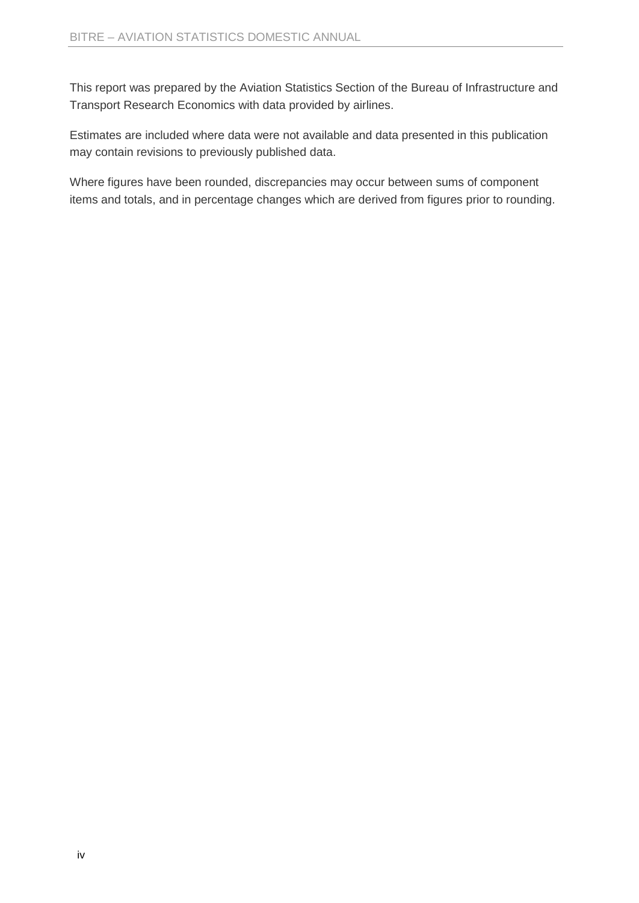This report was prepared by the Aviation Statistics Section of the Bureau of Infrastructure and Transport Research Economics with data provided by airlines.

Estimates are included where data were not available and data presented in this publication may contain revisions to previously published data.

Where figures have been rounded, discrepancies may occur between sums of component items and totals, and in percentage changes which are derived from figures prior to rounding.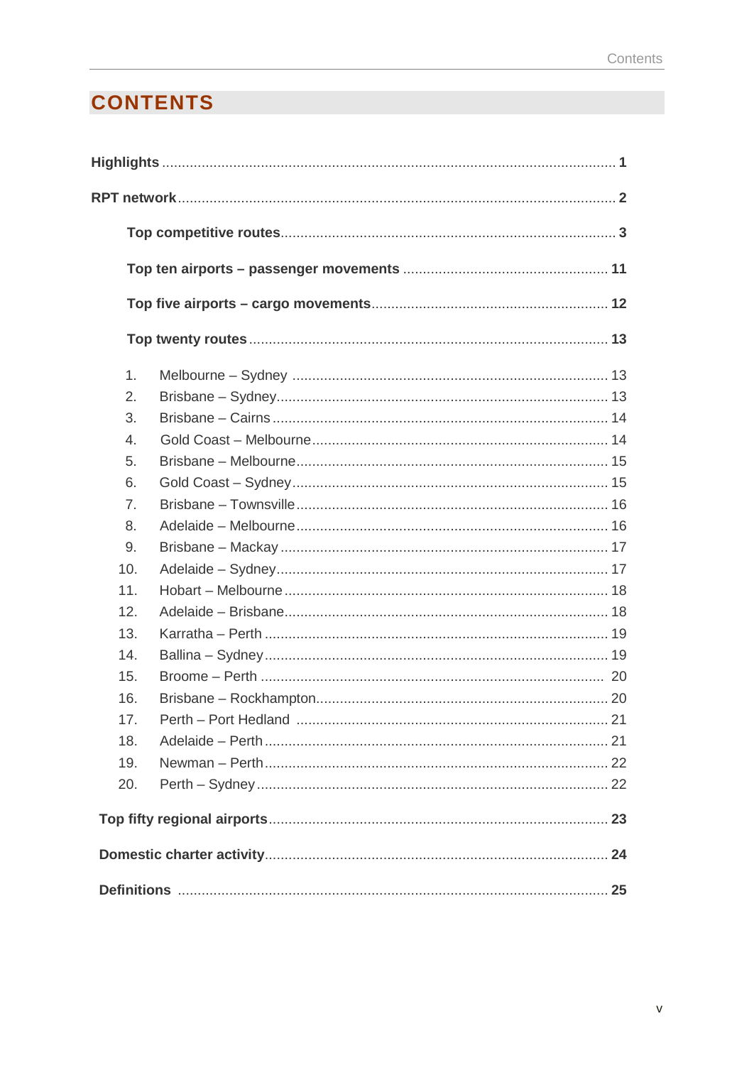# CONTENTS

**Highlights** ........ **1**

**RPT network** ........ **2**

**Top competitive routes** ........ **3**

**Top ten airports – passenger movements** ........ **11**

**Top five airports – cargo movements** ........ **12**

**Top twenty routes** ........ **13**

1. Melbourne – Sydney ........ 13
2. Brisbane – Sydney ........ 13
3. Brisbane – Cairns ........ 14
4. Gold Coast – Melbourne ........ 14
5. Brisbane – Melbourne ........ 15
6. Gold Coast – Sydney ........ 15
7. Brisbane – Townsville ........ 16
8. Adelaide – Melbourne ........ 16
9. Brisbane – Mackay ........ 17
10. Adelaide – Sydney ........ 17
11. Hobart – Melbourne ........ 18
12. Adelaide – Brisbane ........ 18
13. Karratha – Perth ........ 19
14. Ballina – Sydney ........ 19
15. Broome – Perth ........ 20
16. Brisbane – Rockhampton ........ 20
17. Perth – Port Hedland ........ 21
18. Adelaide – Perth ........ 21
19. Newman – Perth ........ 22
20. Perth – Sydney ........ 22

**Top fifty regional airports** ........ **23**

**Domestic charter activity** ........ **24**

**Definitions** ........ **25**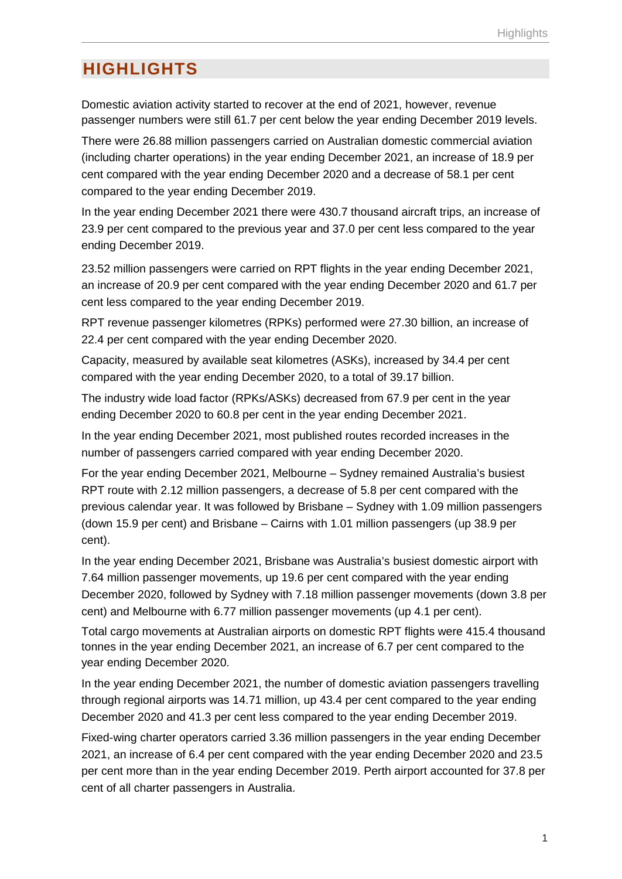# HIGHLIGHTS

Domestic aviation activity started to recover at the end of 2021, however, revenue passenger numbers were still 61.7 per cent below the year ending December 2019 levels.

There were 26.88 million passengers carried on Australian domestic commercial aviation (including charter operations) in the year ending December 2021, an increase of 18.9 per cent compared with the year ending December 2020 and a decrease of 58.1 per cent compared to the year ending December 2019.

In the year ending December 2021 there were 430.7 thousand aircraft trips, an increase of 23.9 per cent compared to the previous year and 37.0 per cent less compared to the year ending December 2019.

23.52 million passengers were carried on RPT flights in the year ending December 2021, an increase of 20.9 per cent compared with the year ending December 2020 and 61.7 per cent less compared to the year ending December 2019.

RPT revenue passenger kilometres (RPKs) performed were 27.30 billion, an increase of 22.4 per cent compared with the year ending December 2020.

Capacity, measured by available seat kilometres (ASKs), increased by 34.4 per cent compared with the year ending December 2020, to a total of 39.17 billion.

The industry wide load factor (RPKs/ASKs) decreased from 67.9 per cent in the year ending December 2020 to 60.8 per cent in the year ending December 2021.

In the year ending December 2021, most published routes recorded increases in the number of passengers carried compared with year ending December 2020.

For the year ending December 2021, Melbourne – Sydney remained Australia's busiest RPT route with 2.12 million passengers, a decrease of 5.8 per cent compared with the previous calendar year. It was followed by Brisbane – Sydney with 1.09 million passengers (down 15.9 per cent) and Brisbane – Cairns with 1.01 million passengers (up 38.9 per cent).

In the year ending December 2021, Brisbane was Australia's busiest domestic airport with 7.64 million passenger movements, up 19.6 per cent compared with the year ending December 2020, followed by Sydney with 7.18 million passenger movements (down 3.8 per cent) and Melbourne with 6.77 million passenger movements (up 4.1 per cent).

Total cargo movements at Australian airports on domestic RPT flights were 415.4 thousand tonnes in the year ending December 2021, an increase of 6.7 per cent compared to the year ending December 2020.

In the year ending December 2021, the number of domestic aviation passengers travelling through regional airports was 14.71 million, up 43.4 per cent compared to the year ending December 2020 and 41.3 per cent less compared to the year ending December 2019.

Fixed-wing charter operators carried 3.36 million passengers in the year ending December 2021, an increase of 6.4 per cent compared with the year ending December 2020 and 23.5 per cent more than in the year ending December 2019. Perth airport accounted for 37.8 per cent of all charter passengers in Australia.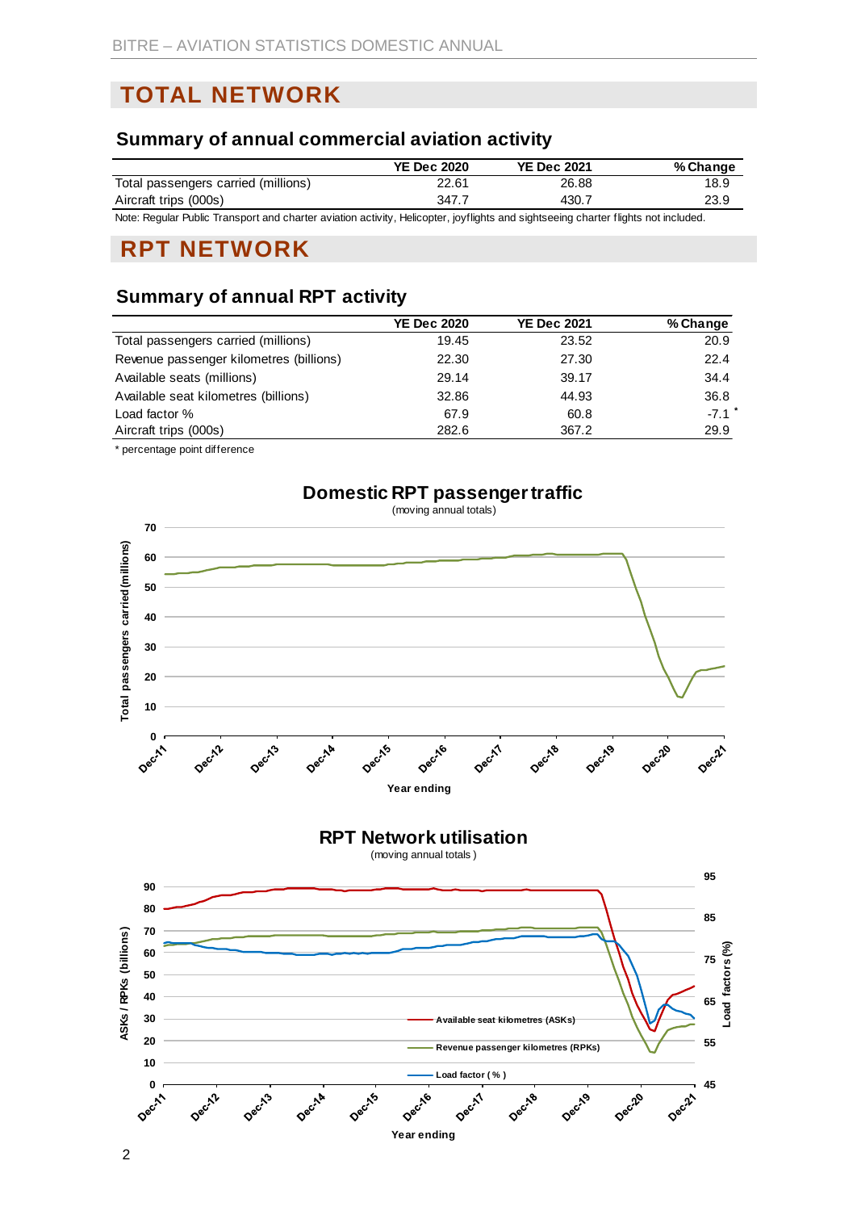# TOTAL NETWORK

## Summary of annual commercial aviation activity

| | YE Dec 2020 | YE Dec 2021 | % Change |
|---|---|---|---|
| Total passengers carried (millions) | 22.61 | 26.88 | 18.9 |
| Aircraft trips (000s) | 347.7 | 430.7 | 23.9 |

Note: Regular Public Transport and charter aviation activity, Helicopter, joyflights and sightseeing charter flights not included.

# RPT NETWORK

## Summary of annual RPT activity

| | YE Dec 2020 | YE Dec 2021 | % Change |
|---|---|---|---|
| Total passengers carried (millions) | 19.45 | 23.52 | 20.9 |
| Revenue passenger kilometres (billions) | 22.30 | 27.30 | 22.4 |
| Available seats (millions) | 29.14 | 39.17 | 34.4 |
| Available seat kilometres (billions) | 32.86 | 44.93 | 36.8 |
| Load factor % | 67.9 | 60.8 | -7.1 * |
| Aircraft trips (000s) | 282.6 | 367.2 | 29.9 |

* percentage point difference

**Domestic RPT passenger traffic**
(moving annual totals)

**RPT Network utilisation**
(moving annual totals)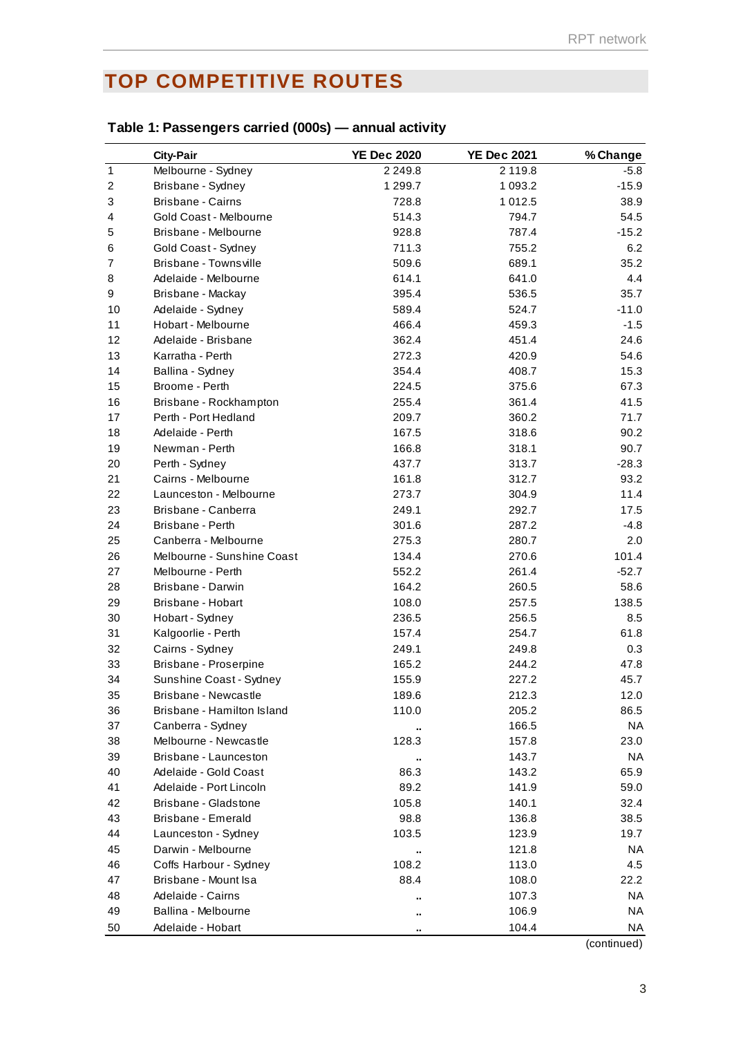# TOP COMPETITIVE ROUTES

### Table 1: Passengers carried (000s) — annual activity

| | City-Pair | YE Dec 2020 | YE Dec 2021 | % Change |
|---|---|---|---|---|
| 1 | Melbourne - Sydney | 2 249.8 | 2 119.8 | -5.8 |
| 2 | Brisbane - Sydney | 1 299.7 | 1 093.2 | -15.9 |
| 3 | Brisbane - Cairns | 728.8 | 1 012.5 | 38.9 |
| 4 | Gold Coast - Melbourne | 514.3 | 794.7 | 54.5 |
| 5 | Brisbane - Melbourne | 928.8 | 787.4 | -15.2 |
| 6 | Gold Coast - Sydney | 711.3 | 755.2 | 6.2 |
| 7 | Brisbane - Townsville | 509.6 | 689.1 | 35.2 |
| 8 | Adelaide - Melbourne | 614.1 | 641.0 | 4.4 |
| 9 | Brisbane - Mackay | 395.4 | 536.5 | 35.7 |
| 10 | Adelaide - Sydney | 589.4 | 524.7 | -11.0 |
| 11 | Hobart - Melbourne | 466.4 | 459.3 | -1.5 |
| 12 | Adelaide - Brisbane | 362.4 | 451.4 | 24.6 |
| 13 | Karratha - Perth | 272.3 | 420.9 | 54.6 |
| 14 | Ballina - Sydney | 354.4 | 408.7 | 15.3 |
| 15 | Broome - Perth | 224.5 | 375.6 | 67.3 |
| 16 | Brisbane - Rockhampton | 255.4 | 361.4 | 41.5 |
| 17 | Perth - Port Hedland | 209.7 | 360.2 | 71.7 |
| 18 | Adelaide - Perth | 167.5 | 318.6 | 90.2 |
| 19 | Newman - Perth | 166.8 | 318.1 | 90.7 |
| 20 | Perth - Sydney | 437.7 | 313.7 | -28.3 |
| 21 | Cairns - Melbourne | 161.8 | 312.7 | 93.2 |
| 22 | Launceston - Melbourne | 273.7 | 304.9 | 11.4 |
| 23 | Brisbane - Canberra | 249.1 | 292.7 | 17.5 |
| 24 | Brisbane - Perth | 301.6 | 287.2 | -4.8 |
| 25 | Canberra - Melbourne | 275.3 | 280.7 | 2.0 |
| 26 | Melbourne - Sunshine Coast | 134.4 | 270.6 | 101.4 |
| 27 | Melbourne - Perth | 552.2 | 261.4 | -52.7 |
| 28 | Brisbane - Darwin | 164.2 | 260.5 | 58.6 |
| 29 | Brisbane - Hobart | 108.0 | 257.5 | 138.5 |
| 30 | Hobart - Sydney | 236.5 | 256.5 | 8.5 |
| 31 | Kalgoorlie - Perth | 157.4 | 254.7 | 61.8 |
| 32 | Cairns - Sydney | 249.1 | 249.8 | 0.3 |
| 33 | Brisbane - Proserpine | 165.2 | 244.2 | 47.8 |
| 34 | Sunshine Coast - Sydney | 155.9 | 227.2 | 45.7 |
| 35 | Brisbane - Newcastle | 189.6 | 212.3 | 12.0 |
| 36 | Brisbane - Hamilton Island | 110.0 | 205.2 | 86.5 |
| 37 | Canberra - Sydney | .. | 166.5 | NA |
| 38 | Melbourne - Newcastle | 128.3 | 157.8 | 23.0 |
| 39 | Brisbane - Launceston | .. | 143.7 | NA |
| 40 | Adelaide - Gold Coast | 86.3 | 143.2 | 65.9 |
| 41 | Adelaide - Port Lincoln | 89.2 | 141.9 | 59.0 |
| 42 | Brisbane - Gladstone | 105.8 | 140.1 | 32.4 |
| 43 | Brisbane - Emerald | 98.8 | 136.8 | 38.5 |
| 44 | Launceston - Sydney | 103.5 | 123.9 | 19.7 |
| 45 | Darwin - Melbourne | .. | 121.8 | NA |
| 46 | Coffs Harbour - Sydney | 108.2 | 113.0 | 4.5 |
| 47 | Brisbane - Mount Isa | 88.4 | 108.0 | 22.2 |
| 48 | Adelaide - Cairns | .. | 107.3 | NA |
| 49 | Ballina - Melbourne | .. | 106.9 | NA |
| 50 | Adelaide - Hobart | .. | 104.4 | NA |

(continued)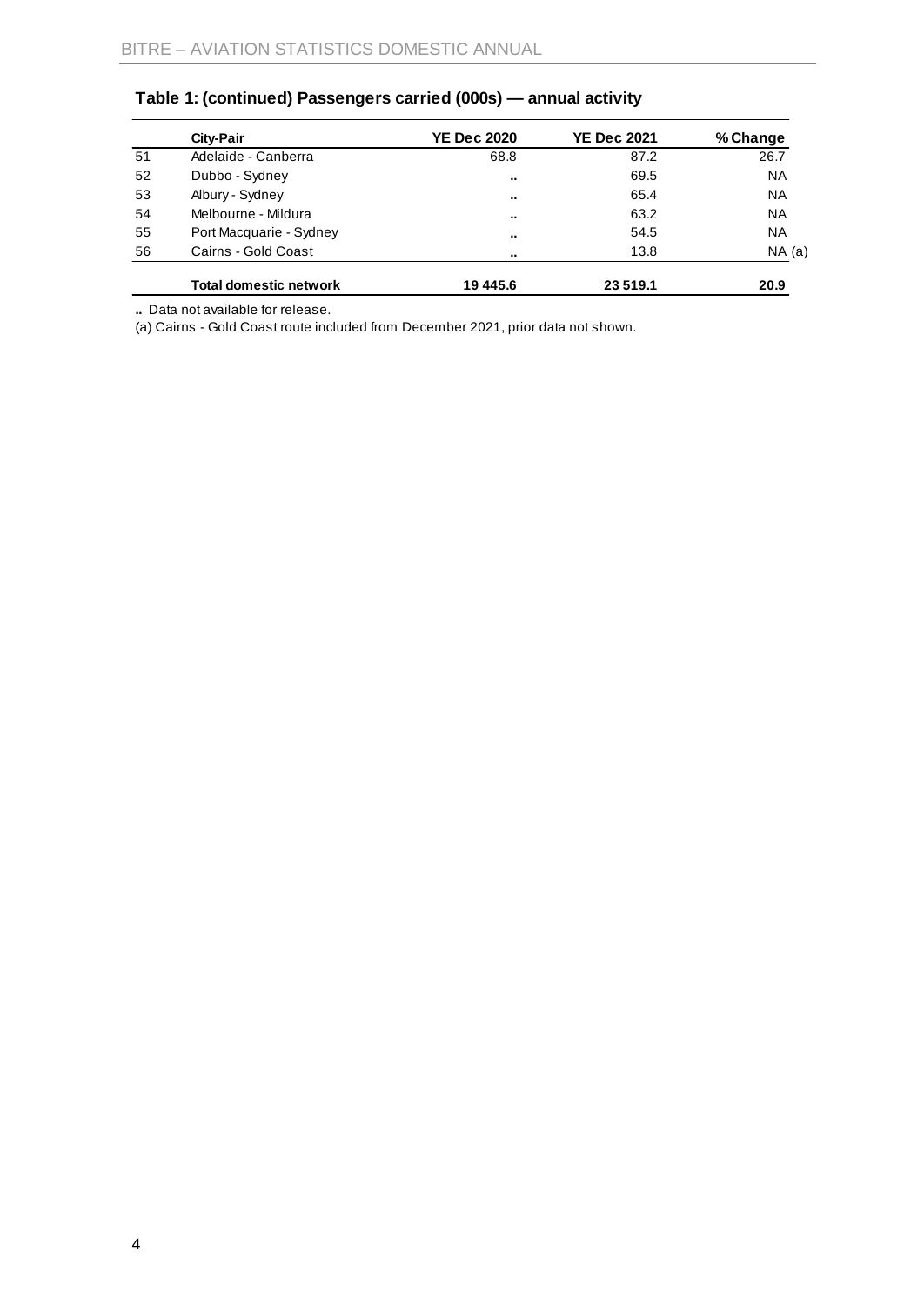## Table 1: (continued) Passengers carried (000s) — annual activity

| | City-Pair | YE Dec 2020 | YE Dec 2021 | % Change |
|---|---|---|---|---|
| 51 | Adelaide - Canberra | 68.8 | 87.2 | 26.7 |
| 52 | Dubbo - Sydney | .. | 69.5 | NA |
| 53 | Albury - Sydney | .. | 65.4 | NA |
| 54 | Melbourne - Mildura | .. | 63.2 | NA |
| 55 | Port Macquarie - Sydney | .. | 54.5 | NA |
| 56 | Cairns - Gold Coast | .. | 13.8 | NA (a) |
| | **Total domestic network** | **19 445.6** | **23 519.1** | **20.9** |

**..** Data not available for release.

(a) Cairns - Gold Coast route included from December 2021, prior data not shown.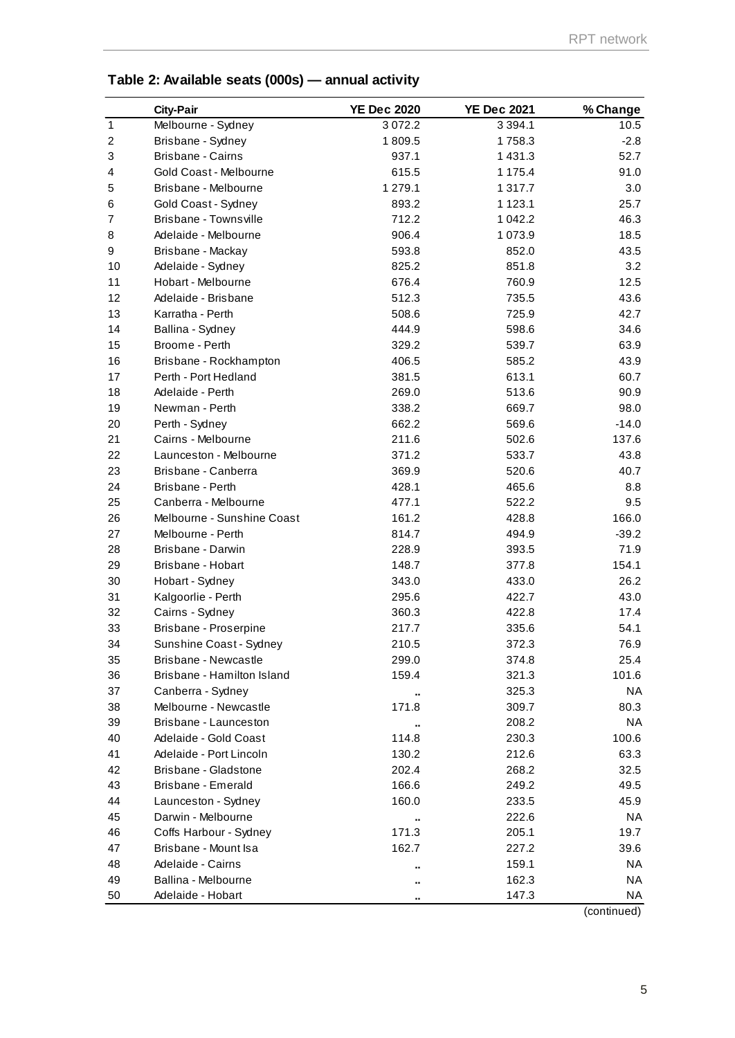## Table 2: Available seats (000s) — annual activity

| | City-Pair | YE Dec 2020 | YE Dec 2021 | % Change |
|---|---|---|---|---|
| 1 | Melbourne - Sydney | 3 072.2 | 3 394.1 | 10.5 |
| 2 | Brisbane - Sydney | 1 809.5 | 1 758.3 | -2.8 |
| 3 | Brisbane - Cairns | 937.1 | 1 431.3 | 52.7 |
| 4 | Gold Coast - Melbourne | 615.5 | 1 175.4 | 91.0 |
| 5 | Brisbane - Melbourne | 1 279.1 | 1 317.7 | 3.0 |
| 6 | Gold Coast - Sydney | 893.2 | 1 123.1 | 25.7 |
| 7 | Brisbane - Townsville | 712.2 | 1 042.2 | 46.3 |
| 8 | Adelaide - Melbourne | 906.4 | 1 073.9 | 18.5 |
| 9 | Brisbane - Mackay | 593.8 | 852.0 | 43.5 |
| 10 | Adelaide - Sydney | 825.2 | 851.8 | 3.2 |
| 11 | Hobart - Melbourne | 676.4 | 760.9 | 12.5 |
| 12 | Adelaide - Brisbane | 512.3 | 735.5 | 43.6 |
| 13 | Karratha - Perth | 508.6 | 725.9 | 42.7 |
| 14 | Ballina - Sydney | 444.9 | 598.6 | 34.6 |
| 15 | Broome - Perth | 329.2 | 539.7 | 63.9 |
| 16 | Brisbane - Rockhampton | 406.5 | 585.2 | 43.9 |
| 17 | Perth - Port Hedland | 381.5 | 613.1 | 60.7 |
| 18 | Adelaide - Perth | 269.0 | 513.6 | 90.9 |
| 19 | Newman - Perth | 338.2 | 669.7 | 98.0 |
| 20 | Perth - Sydney | 662.2 | 569.6 | -14.0 |
| 21 | Cairns - Melbourne | 211.6 | 502.6 | 137.6 |
| 22 | Launceston - Melbourne | 371.2 | 533.7 | 43.8 |
| 23 | Brisbane - Canberra | 369.9 | 520.6 | 40.7 |
| 24 | Brisbane - Perth | 428.1 | 465.6 | 8.8 |
| 25 | Canberra - Melbourne | 477.1 | 522.2 | 9.5 |
| 26 | Melbourne - Sunshine Coast | 161.2 | 428.8 | 166.0 |
| 27 | Melbourne - Perth | 814.7 | 494.9 | -39.2 |
| 28 | Brisbane - Darwin | 228.9 | 393.5 | 71.9 |
| 29 | Brisbane - Hobart | 148.7 | 377.8 | 154.1 |
| 30 | Hobart - Sydney | 343.0 | 433.0 | 26.2 |
| 31 | Kalgoorlie - Perth | 295.6 | 422.7 | 43.0 |
| 32 | Cairns - Sydney | 360.3 | 422.8 | 17.4 |
| 33 | Brisbane - Proserpine | 217.7 | 335.6 | 54.1 |
| 34 | Sunshine Coast - Sydney | 210.5 | 372.3 | 76.9 |
| 35 | Brisbane - Newcastle | 299.0 | 374.8 | 25.4 |
| 36 | Brisbane - Hamilton Island | 159.4 | 321.3 | 101.6 |
| 37 | Canberra - Sydney | .. | 325.3 | NA |
| 38 | Melbourne - Newcastle | 171.8 | 309.7 | 80.3 |
| 39 | Brisbane - Launceston | .. | 208.2 | NA |
| 40 | Adelaide - Gold Coast | 114.8 | 230.3 | 100.6 |
| 41 | Adelaide - Port Lincoln | 130.2 | 212.6 | 63.3 |
| 42 | Brisbane - Gladstone | 202.4 | 268.2 | 32.5 |
| 43 | Brisbane - Emerald | 166.6 | 249.2 | 49.5 |
| 44 | Launceston - Sydney | 160.0 | 233.5 | 45.9 |
| 45 | Darwin - Melbourne | .. | 222.6 | NA |
| 46 | Coffs Harbour - Sydney | 171.3 | 205.1 | 19.7 |
| 47 | Brisbane - Mount Isa | 162.7 | 227.2 | 39.6 |
| 48 | Adelaide - Cairns | .. | 159.1 | NA |
| 49 | Ballina - Melbourne | .. | 162.3 | NA |
| 50 | Adelaide - Hobart | .. | 147.3 | NA |

(continued)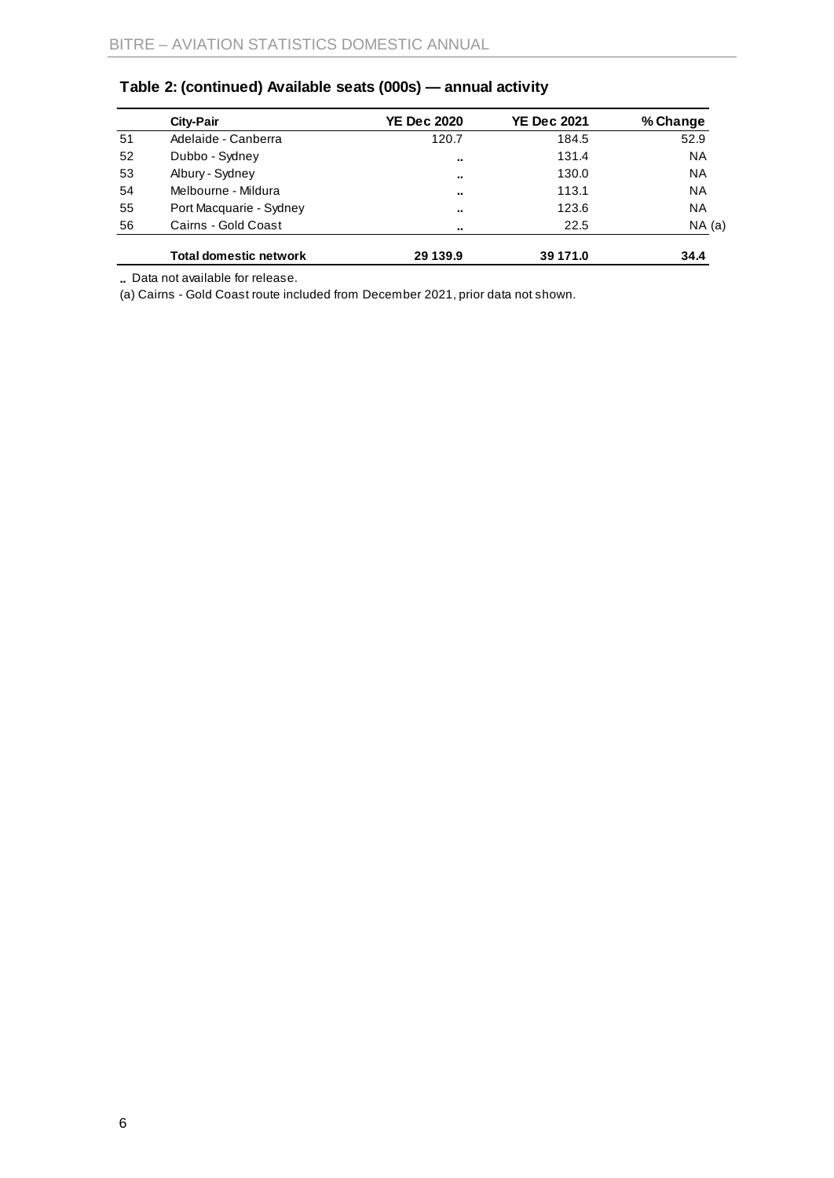**Table 2: (continued) Available seats (000s) — annual activity**

| | City-Pair | YE Dec 2020 | YE Dec 2021 | % Change |
|---|---|---|---|---|
| 51 | Adelaide - Canberra | 120.7 | 184.5 | 52.9 |
| 52 | Dubbo - Sydney | .. | 131.4 | NA |
| 53 | Albury - Sydney | .. | 130.0 | NA |
| 54 | Melbourne - Mildura | .. | 113.1 | NA |
| 55 | Port Macquarie - Sydney | .. | 123.6 | NA |
| 56 | Cairns - Gold Coast | .. | 22.5 | NA (a) |
| | **Total domestic network** | **29 139.9** | **39 171.0** | **34.4** |

**..** Data not available for release.

(a) Cairns - Gold Coast route included from December 2021, prior data not shown.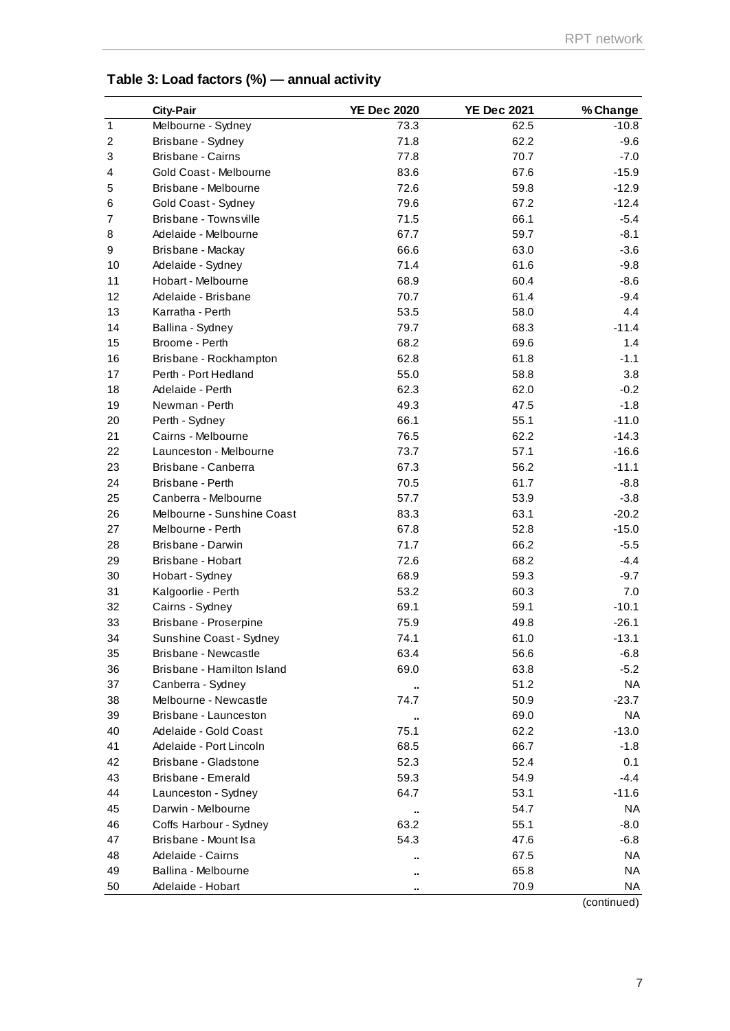## Table 3: Load factors (%) — annual activity

| | City-Pair | YE Dec 2020 | YE Dec 2021 | % Change |
|---|---|---|---|---|
| 1 | Melbourne - Sydney | 73.3 | 62.5 | -10.8 |
| 2 | Brisbane - Sydney | 71.8 | 62.2 | -9.6 |
| 3 | Brisbane - Cairns | 77.8 | 70.7 | -7.0 |
| 4 | Gold Coast - Melbourne | 83.6 | 67.6 | -15.9 |
| 5 | Brisbane - Melbourne | 72.6 | 59.8 | -12.9 |
| 6 | Gold Coast - Sydney | 79.6 | 67.2 | -12.4 |
| 7 | Brisbane - Townsville | 71.5 | 66.1 | -5.4 |
| 8 | Adelaide - Melbourne | 67.7 | 59.7 | -8.1 |
| 9 | Brisbane - Mackay | 66.6 | 63.0 | -3.6 |
| 10 | Adelaide - Sydney | 71.4 | 61.6 | -9.8 |
| 11 | Hobart - Melbourne | 68.9 | 60.4 | -8.6 |
| 12 | Adelaide - Brisbane | 70.7 | 61.4 | -9.4 |
| 13 | Karratha - Perth | 53.5 | 58.0 | 4.4 |
| 14 | Ballina - Sydney | 79.7 | 68.3 | -11.4 |
| 15 | Broome - Perth | 68.2 | 69.6 | 1.4 |
| 16 | Brisbane - Rockhampton | 62.8 | 61.8 | -1.1 |
| 17 | Perth - Port Hedland | 55.0 | 58.8 | 3.8 |
| 18 | Adelaide - Perth | 62.3 | 62.0 | -0.2 |
| 19 | Newman - Perth | 49.3 | 47.5 | -1.8 |
| 20 | Perth - Sydney | 66.1 | 55.1 | -11.0 |
| 21 | Cairns - Melbourne | 76.5 | 62.2 | -14.3 |
| 22 | Launceston - Melbourne | 73.7 | 57.1 | -16.6 |
| 23 | Brisbane - Canberra | 67.3 | 56.2 | -11.1 |
| 24 | Brisbane - Perth | 70.5 | 61.7 | -8.8 |
| 25 | Canberra - Melbourne | 57.7 | 53.9 | -3.8 |
| 26 | Melbourne - Sunshine Coast | 83.3 | 63.1 | -20.2 |
| 27 | Melbourne - Perth | 67.8 | 52.8 | -15.0 |
| 28 | Brisbane - Darwin | 71.7 | 66.2 | -5.5 |
| 29 | Brisbane - Hobart | 72.6 | 68.2 | -4.4 |
| 30 | Hobart - Sydney | 68.9 | 59.3 | -9.7 |
| 31 | Kalgoorlie - Perth | 53.2 | 60.3 | 7.0 |
| 32 | Cairns - Sydney | 69.1 | 59.1 | -10.1 |
| 33 | Brisbane - Proserpine | 75.9 | 49.8 | -26.1 |
| 34 | Sunshine Coast - Sydney | 74.1 | 61.0 | -13.1 |
| 35 | Brisbane - Newcastle | 63.4 | 56.6 | -6.8 |
| 36 | Brisbane - Hamilton Island | 69.0 | 63.8 | -5.2 |
| 37 | Canberra - Sydney | .. | 51.2 | NA |
| 38 | Melbourne - Newcastle | 74.7 | 50.9 | -23.7 |
| 39 | Brisbane - Launceston | .. | 69.0 | NA |
| 40 | Adelaide - Gold Coast | 75.1 | 62.2 | -13.0 |
| 41 | Adelaide - Port Lincoln | 68.5 | 66.7 | -1.8 |
| 42 | Brisbane - Gladstone | 52.3 | 52.4 | 0.1 |
| 43 | Brisbane - Emerald | 59.3 | 54.9 | -4.4 |
| 44 | Launceston - Sydney | 64.7 | 53.1 | -11.6 |
| 45 | Darwin - Melbourne | .. | 54.7 | NA |
| 46 | Coffs Harbour - Sydney | 63.2 | 55.1 | -8.0 |
| 47 | Brisbane - Mount Isa | 54.3 | 47.6 | -6.8 |
| 48 | Adelaide - Cairns | .. | 67.5 | NA |
| 49 | Ballina - Melbourne | .. | 65.8 | NA |
| 50 | Adelaide - Hobart | .. | 70.9 | NA |

(continued)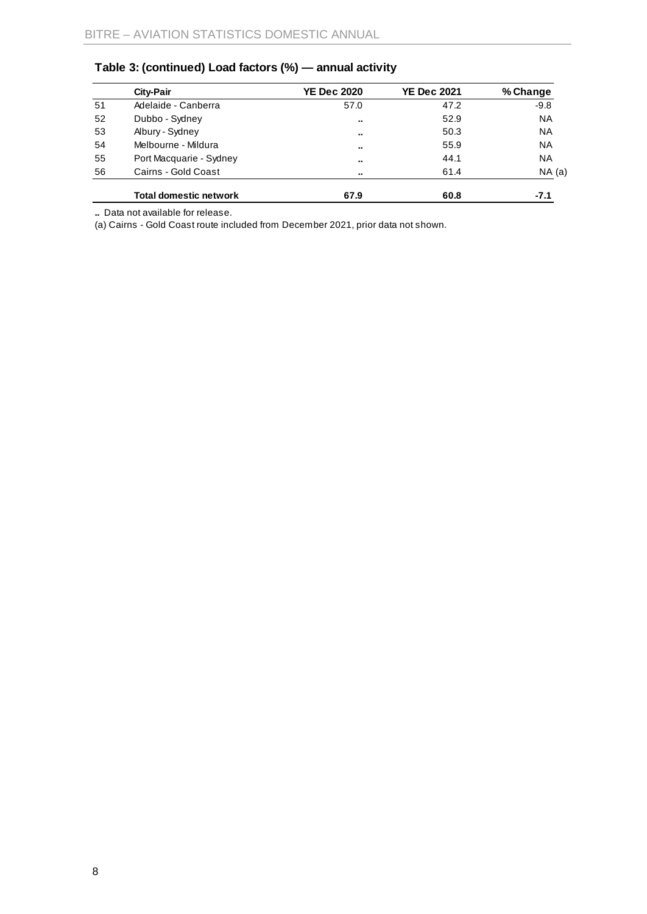## Table 3: (continued) Load factors (%) — annual activity

| | City-Pair | YE Dec 2020 | YE Dec 2021 | % Change |
|---|---|---|---|---|
| 51 | Adelaide - Canberra | 57.0 | 47.2 | -9.8 |
| 52 | Dubbo - Sydney | .. | 52.9 | NA |
| 53 | Albury - Sydney | .. | 50.3 | NA |
| 54 | Melbourne - Mildura | .. | 55.9 | NA |
| 55 | Port Macquarie - Sydney | .. | 44.1 | NA |
| 56 | Cairns - Gold Coast | .. | 61.4 | NA (a) |
| | **Total domestic network** | **67.9** | **60.8** | **-7.1** |

**..** Data not available for release.

(a) Cairns - Gold Coast route included from December 2021, prior data not shown.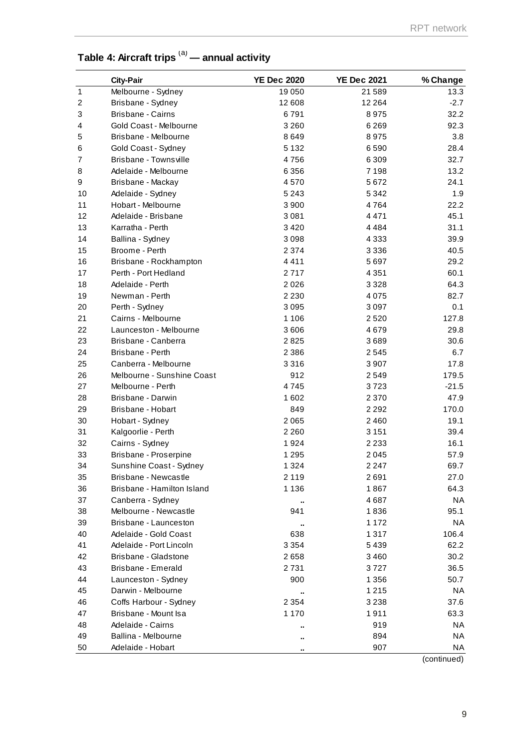## Table 4: Aircraft trips [(a)] — annual activity

| | City-Pair | YE Dec 2020 | YE Dec 2021 | % Change |
|---|---|---|---|---|
| 1 | Melbourne - Sydney | 19 050 | 21 589 | 13.3 |
| 2 | Brisbane - Sydney | 12 608 | 12 264 | -2.7 |
| 3 | Brisbane - Cairns | 6 791 | 8 975 | 32.2 |
| 4 | Gold Coast - Melbourne | 3 260 | 6 269 | 92.3 |
| 5 | Brisbane - Melbourne | 8 649 | 8 975 | 3.8 |
| 6 | Gold Coast - Sydney | 5 132 | 6 590 | 28.4 |
| 7 | Brisbane - Townsville | 4 756 | 6 309 | 32.7 |
| 8 | Adelaide - Melbourne | 6 356 | 7 198 | 13.2 |
| 9 | Brisbane - Mackay | 4 570 | 5 672 | 24.1 |
| 10 | Adelaide - Sydney | 5 243 | 5 342 | 1.9 |
| 11 | Hobart - Melbourne | 3 900 | 4 764 | 22.2 |
| 12 | Adelaide - Brisbane | 3 081 | 4 471 | 45.1 |
| 13 | Karratha - Perth | 3 420 | 4 484 | 31.1 |
| 14 | Ballina - Sydney | 3 098 | 4 333 | 39.9 |
| 15 | Broome - Perth | 2 374 | 3 336 | 40.5 |
| 16 | Brisbane - Rockhampton | 4 411 | 5 697 | 29.2 |
| 17 | Perth - Port Hedland | 2 717 | 4 351 | 60.1 |
| 18 | Adelaide - Perth | 2 026 | 3 328 | 64.3 |
| 19 | Newman - Perth | 2 230 | 4 075 | 82.7 |
| 20 | Perth - Sydney | 3 095 | 3 097 | 0.1 |
| 21 | Cairns - Melbourne | 1 106 | 2 520 | 127.8 |
| 22 | Launceston - Melbourne | 3 606 | 4 679 | 29.8 |
| 23 | Brisbane - Canberra | 2 825 | 3 689 | 30.6 |
| 24 | Brisbane - Perth | 2 386 | 2 545 | 6.7 |
| 25 | Canberra - Melbourne | 3 316 | 3 907 | 17.8 |
| 26 | Melbourne - Sunshine Coast | 912 | 2 549 | 179.5 |
| 27 | Melbourne - Perth | 4 745 | 3 723 | -21.5 |
| 28 | Brisbane - Darwin | 1 602 | 2 370 | 47.9 |
| 29 | Brisbane - Hobart | 849 | 2 292 | 170.0 |
| 30 | Hobart - Sydney | 2 065 | 2 460 | 19.1 |
| 31 | Kalgoorlie - Perth | 2 260 | 3 151 | 39.4 |
| 32 | Cairns - Sydney | 1 924 | 2 233 | 16.1 |
| 33 | Brisbane - Proserpine | 1 295 | 2 045 | 57.9 |
| 34 | Sunshine Coast - Sydney | 1 324 | 2 247 | 69.7 |
| 35 | Brisbane - Newcastle | 2 119 | 2 691 | 27.0 |
| 36 | Brisbane - Hamilton Island | 1 136 | 1 867 | 64.3 |
| 37 | Canberra - Sydney | .. | 4 687 | NA |
| 38 | Melbourne - Newcastle | 941 | 1 836 | 95.1 |
| 39 | Brisbane - Launceston | .. | 1 172 | NA |
| 40 | Adelaide - Gold Coast | 638 | 1 317 | 106.4 |
| 41 | Adelaide - Port Lincoln | 3 354 | 5 439 | 62.2 |
| 42 | Brisbane - Gladstone | 2 658 | 3 460 | 30.2 |
| 43 | Brisbane - Emerald | 2 731 | 3 727 | 36.5 |
| 44 | Launceston - Sydney | 900 | 1 356 | 50.7 |
| 45 | Darwin - Melbourne | .. | 1 215 | NA |
| 46 | Coffs Harbour - Sydney | 2 354 | 3 238 | 37.6 |
| 47 | Brisbane - Mount Isa | 1 170 | 1 911 | 63.3 |
| 48 | Adelaide - Cairns | .. | 919 | NA |
| 49 | Ballina - Melbourne | .. | 894 | NA |
| 50 | Adelaide - Hobart | .. | 907 | NA |

(continued)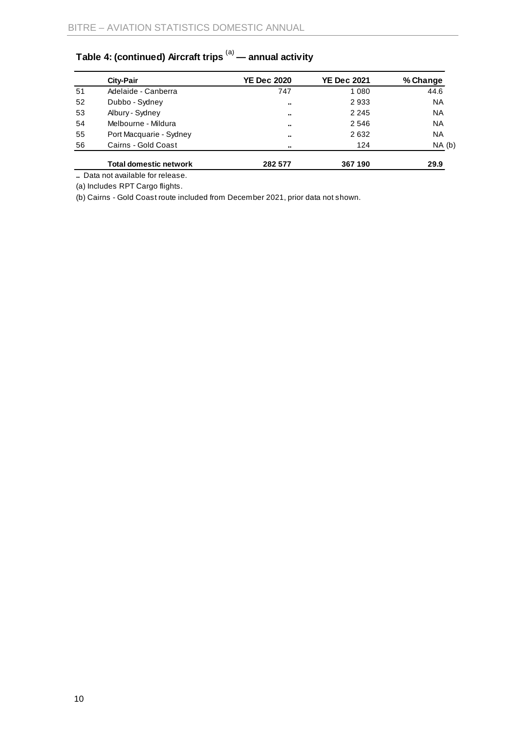## Table 4: (continued) Aircraft trips (a) — annual activity

| | City-Pair | YE Dec 2020 | YE Dec 2021 | % Change |
|---|---|---|---|---|
| 51 | Adelaide - Canberra | 747 | 1 080 | 44.6 |
| 52 | Dubbo - Sydney | .. | 2 933 | NA |
| 53 | Albury - Sydney | .. | 2 245 | NA |
| 54 | Melbourne - Mildura | .. | 2 546 | NA |
| 55 | Port Macquarie - Sydney | .. | 2 632 | NA |
| 56 | Cairns - Gold Coast | .. | 124 | NA (b) |
| | **Total domestic network** | **282 577** | **367 190** | **29.9** |

**..** Data not available for release.

(a) Includes RPT Cargo flights.

(b) Cairns - Gold Coast route included from December 2021, prior data not shown.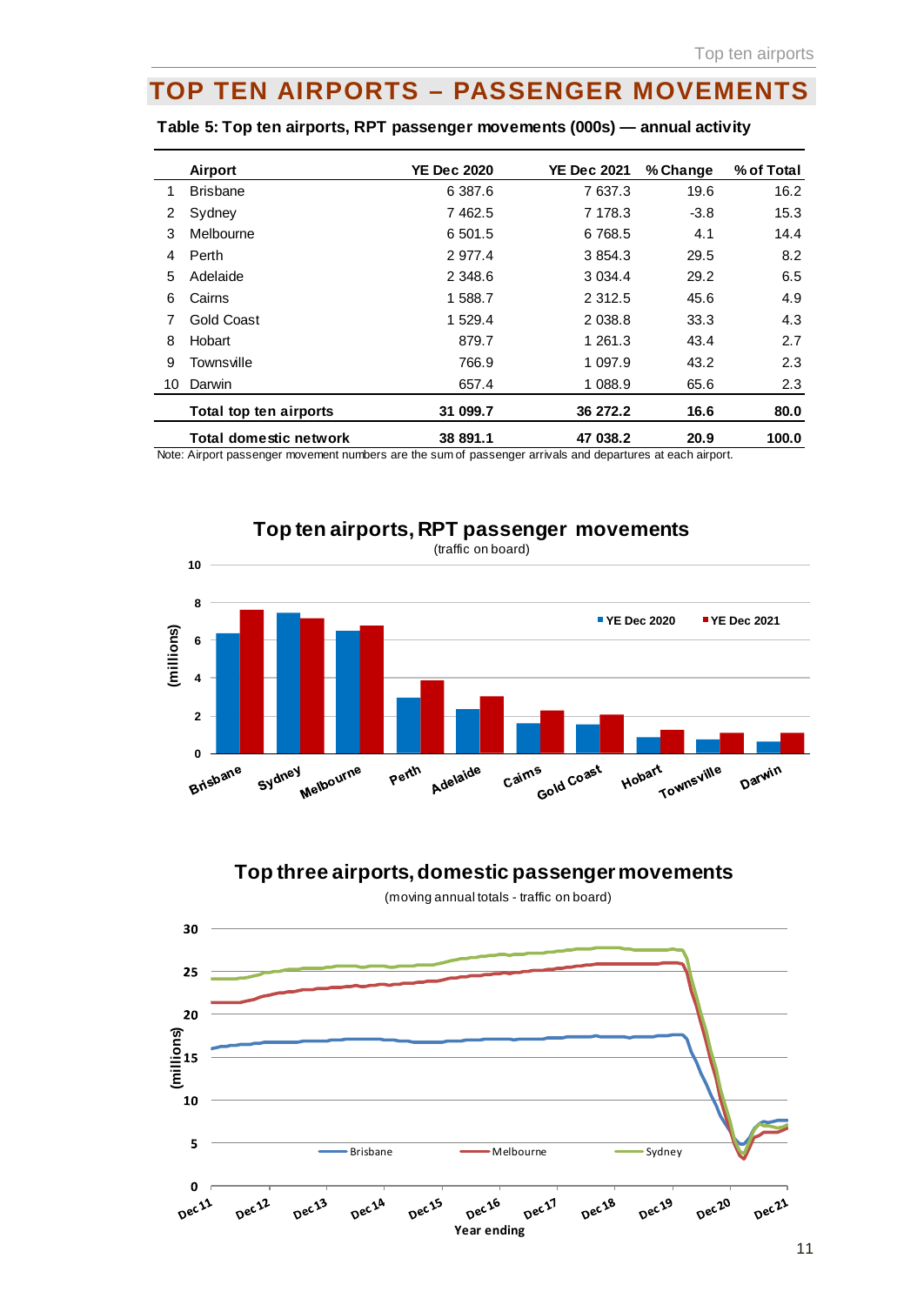# TOP TEN AIRPORTS – PASSENGER MOVEMENTS

**Table 5: Top ten airports, RPT passenger movements (000s) — annual activity**

| | Airport | YE Dec 2020 | YE Dec 2021 | % Change | % of Total |
|---|---|---|---|---|---|
| 1 | Brisbane | 6 387.6 | 7 637.3 | 19.6 | 16.2 |
| 2 | Sydney | 7 462.5 | 7 178.3 | -3.8 | 15.3 |
| 3 | Melbourne | 6 501.5 | 6 768.5 | 4.1 | 14.4 |
| 4 | Perth | 2 977.4 | 3 854.3 | 29.5 | 8.2 |
| 5 | Adelaide | 2 348.6 | 3 034.4 | 29.2 | 6.5 |
| 6 | Cairns | 1 588.7 | 2 312.5 | 45.6 | 4.9 |
| 7 | Gold Coast | 1 529.4 | 2 038.8 | 33.3 | 4.3 |
| 8 | Hobart | 879.7 | 1 261.3 | 43.4 | 2.7 |
| 9 | Townsville | 766.9 | 1 097.9 | 43.2 | 2.3 |
| 10 | Darwin | 657.4 | 1 088.9 | 65.6 | 2.3 |
| | **Total top ten airports** | **31 099.7** | **36 272.2** | **16.6** | **80.0** |
| | **Total domestic network** | **38 891.1** | **47 038.2** | **20.9** | **100.0** |

Note: Airport passenger movement numbers are the sum of passenger arrivals and departures at each airport.

**Top ten airports, RPT passenger movements**

(traffic on board)

**Top three airports, domestic passenger movements**

(moving annual totals - traffic on board)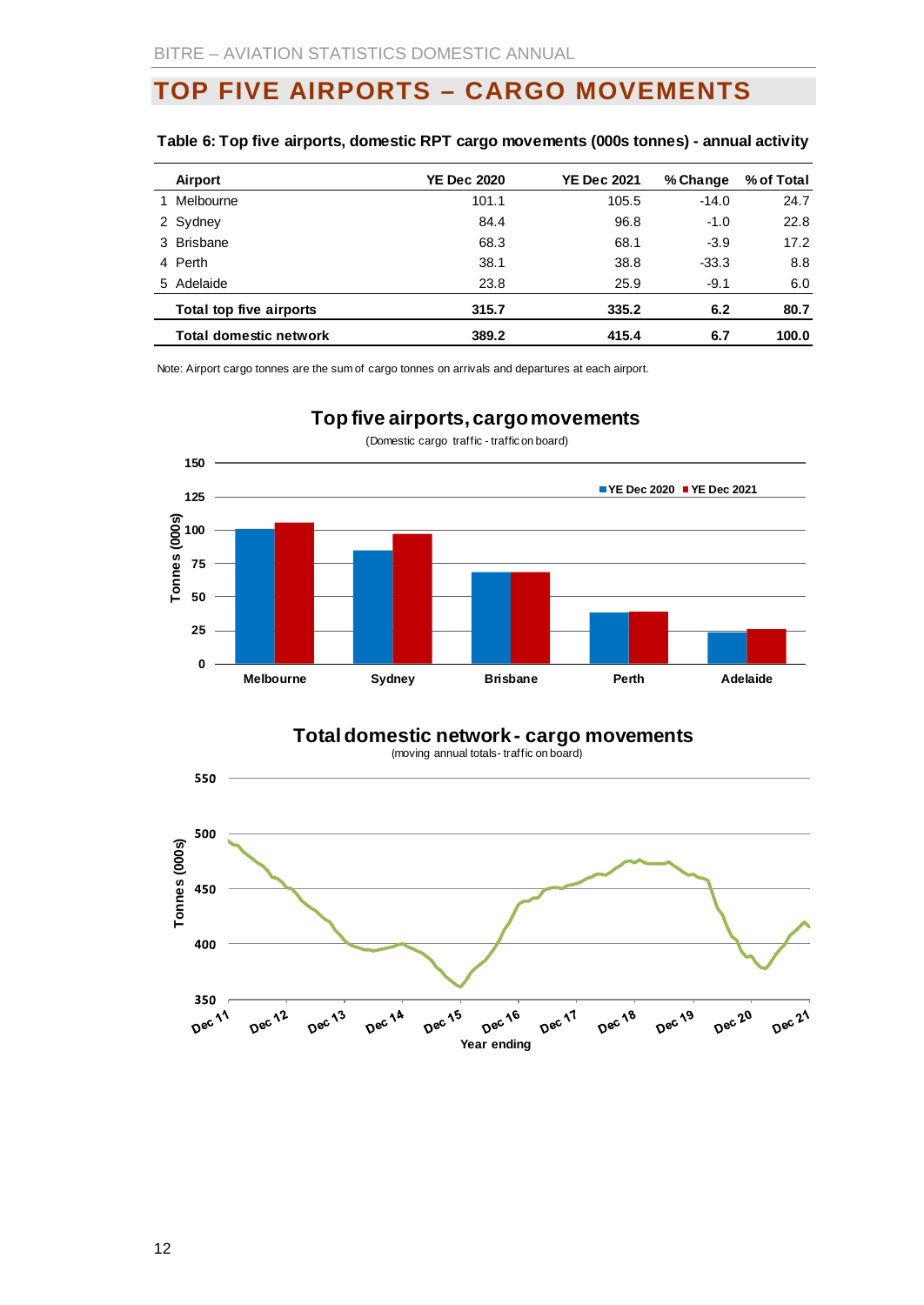# TOP FIVE AIRPORTS – CARGO MOVEMENTS

**Table 6: Top five airports, domestic RPT cargo movements (000s tonnes) - annual activity**

| | Airport | YE Dec 2020 | YE Dec 2021 | % Change | % of Total |
|---|---|---|---|---|---|
| 1 | Melbourne | 101.1 | 105.5 | -14.0 | 24.7 |
| 2 | Sydney | 84.4 | 96.8 | -1.0 | 22.8 |
| 3 | Brisbane | 68.3 | 68.1 | -3.9 | 17.2 |
| 4 | Perth | 38.1 | 38.8 | -33.3 | 8.8 |
| 5 | Adelaide | 23.8 | 25.9 | -9.1 | 6.0 |
| | **Total top five airports** | **315.7** | **335.2** | **6.2** | **80.7** |
| | **Total domestic network** | **389.2** | **415.4** | **6.7** | **100.0** |

Note: Airport cargo tonnes are the sum of cargo tonnes on arrivals and departures at each airport.

**Top five airports, cargo movements**

(Domestic cargo traffic - traffic on board)

**Total domestic network - cargo movements**

(moving annual totals - traffic on board)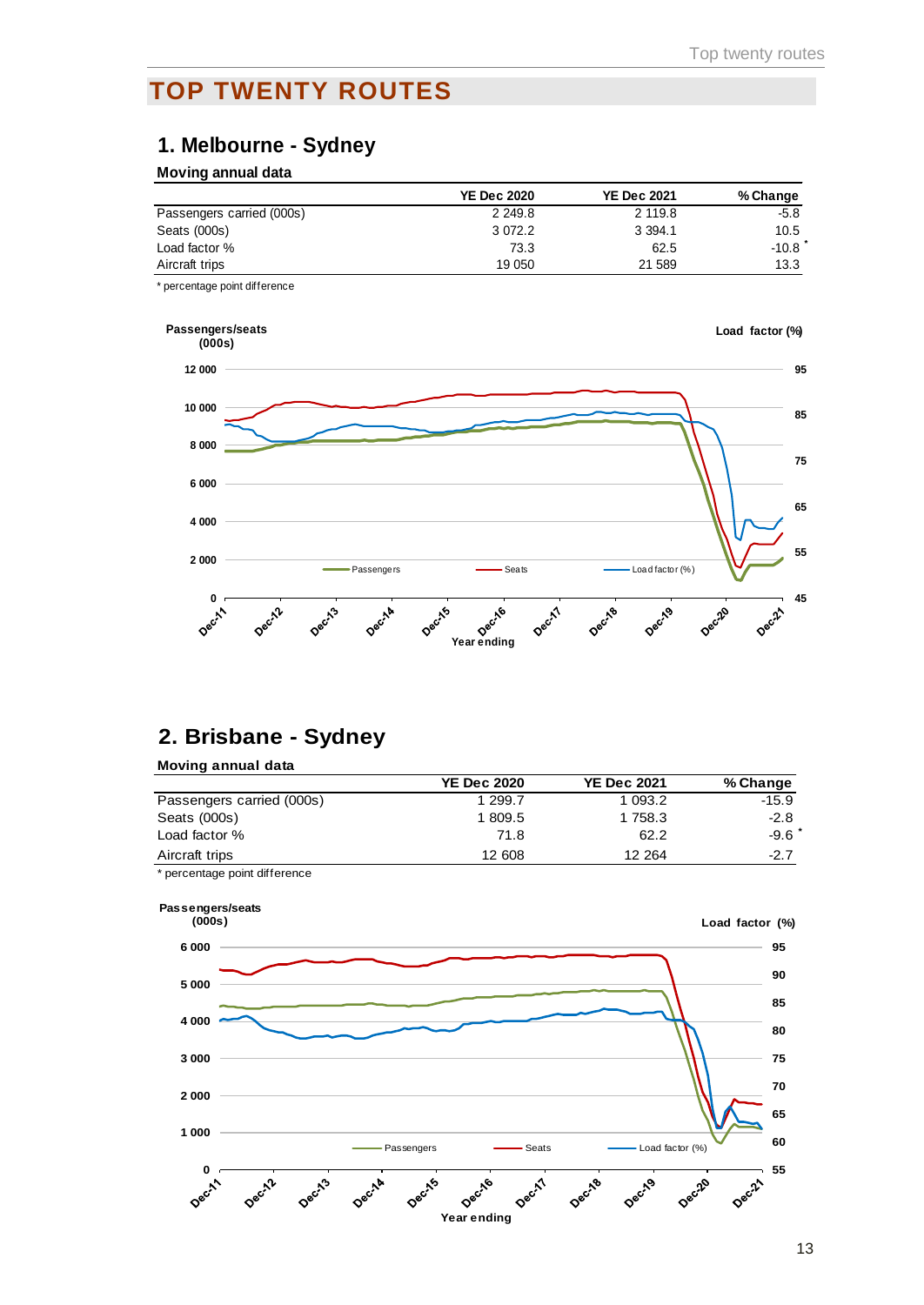# TOP TWENTY ROUTES

## 1. Melbourne - Sydney

**Moving annual data**

| | YE Dec 2020 | YE Dec 2021 | % Change |
|---|---|---|---|
| Passengers carried (000s) | 2 249.8 | 2 119.8 | -5.8 |
| Seats (000s) | 3 072.2 | 3 394.1 | 10.5 |
| Load factor % | 73.3 | 62.5 | -10.8 * |
| Aircraft trips | 19 050 | 21 589 | 13.3 |

* percentage point difference

## 2. Brisbane - Sydney

**Moving annual data**

| | YE Dec 2020 | YE Dec 2021 | % Change |
|---|---|---|---|
| Passengers carried (000s) | 1 299.7 | 1 093.2 | -15.9 |
| Seats (000s) | 1 809.5 | 1 758.3 | -2.8 |
| Load factor % | 71.8 | 62.2 | -9.6 * |
| Aircraft trips | 12 608 | 12 264 | -2.7 |

* percentage point difference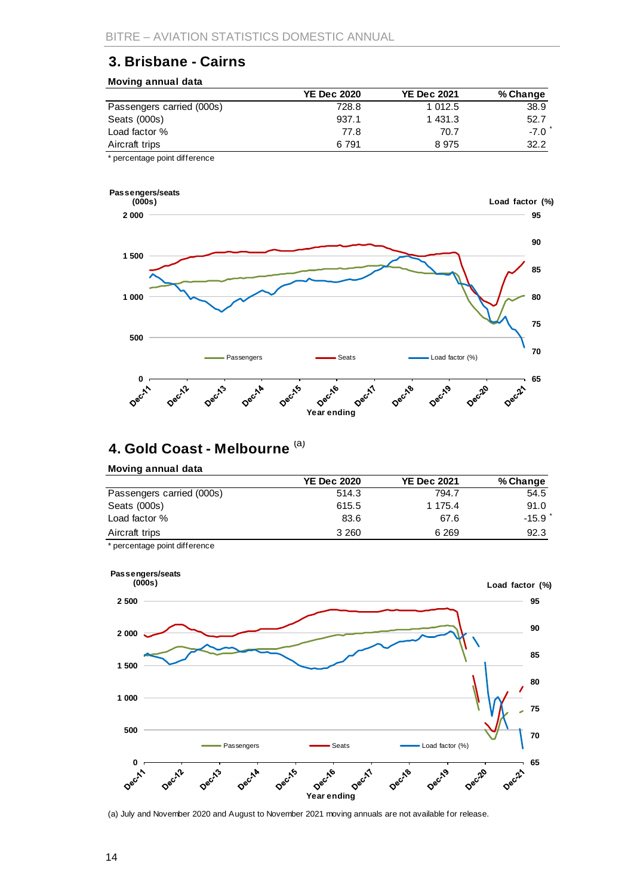## 3. Brisbane - Cairns

**Moving annual data**

| | YE Dec 2020 | YE Dec 2021 | % Change |
|---|---|---|---|
| Passengers carried (000s) | 728.8 | 1 012.5 | 38.9 |
| Seats (000s) | 937.1 | 1 431.3 | 52.7 |
| Load factor % | 77.8 | 70.7 | -7.0 * |
| Aircraft trips | 6 791 | 8 975 | 32.2 |

\* percentage point difference

## 4. Gold Coast - Melbourne [(a)]

**Moving annual data**

| | YE Dec 2020 | YE Dec 2021 | % Change |
|---|---|---|---|
| Passengers carried (000s) | 514.3 | 794.7 | 54.5 |
| Seats (000s) | 615.5 | 1 175.4 | 91.0 |
| Load factor % | 83.6 | 67.6 | -15.9 * |
| Aircraft trips | 3 260 | 6 269 | 92.3 |

\* percentage point difference

(a) July and November 2020 and August to November 2021 moving annuals are not available for release.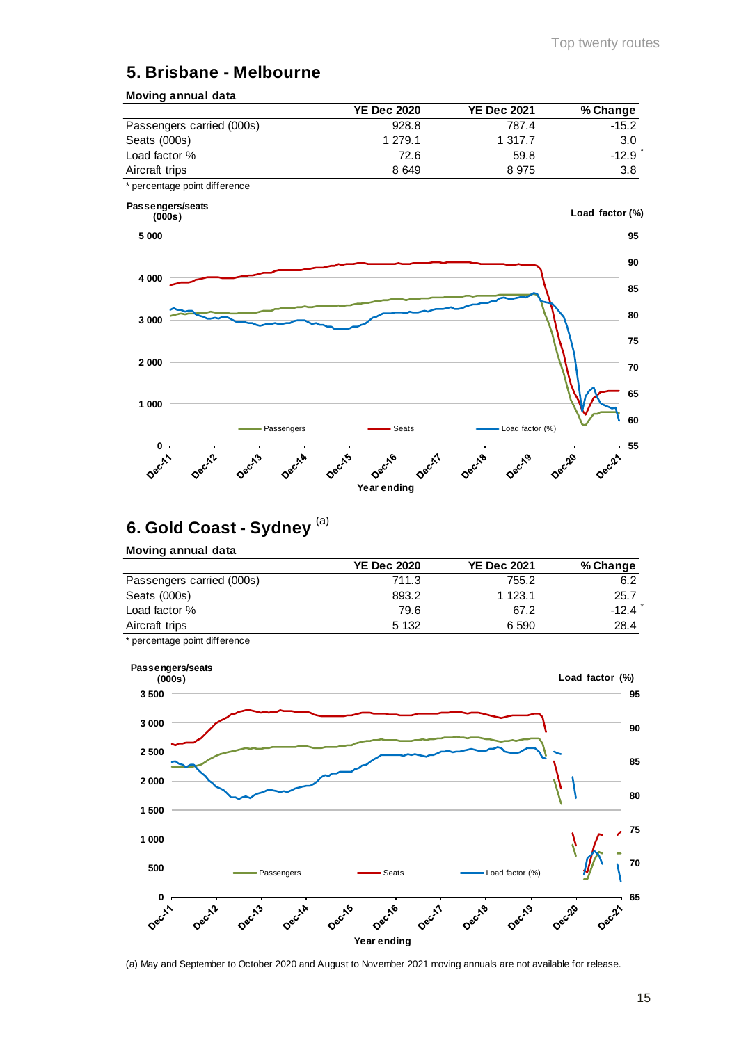## 5. Brisbane - Melbourne

**Moving annual data**

| | YE Dec 2020 | YE Dec 2021 | % Change |
|---|---|---|---|
| Passengers carried (000s) | 928.8 | 787.4 | -15.2 |
| Seats (000s) | 1 279.1 | 1 317.7 | 3.0 |
| Load factor % | 72.6 | 59.8 | -12.9 * |
| Aircraft trips | 8 649 | 8 975 | 3.8 |

\* percentage point difference

## 6. Gold Coast - Sydney [(a)]

**Moving annual data**

| | YE Dec 2020 | YE Dec 2021 | % Change |
|---|---|---|---|
| Passengers carried (000s) | 711.3 | 755.2 | 6.2 |
| Seats (000s) | 893.2 | 1 123.1 | 25.7 |
| Load factor % | 79.6 | 67.2 | -12.4 * |
| Aircraft trips | 5 132 | 6 590 | 28.4 |

\* percentage point difference

(a) May and September to October 2020 and August to November 2021 moving annuals are not available for release.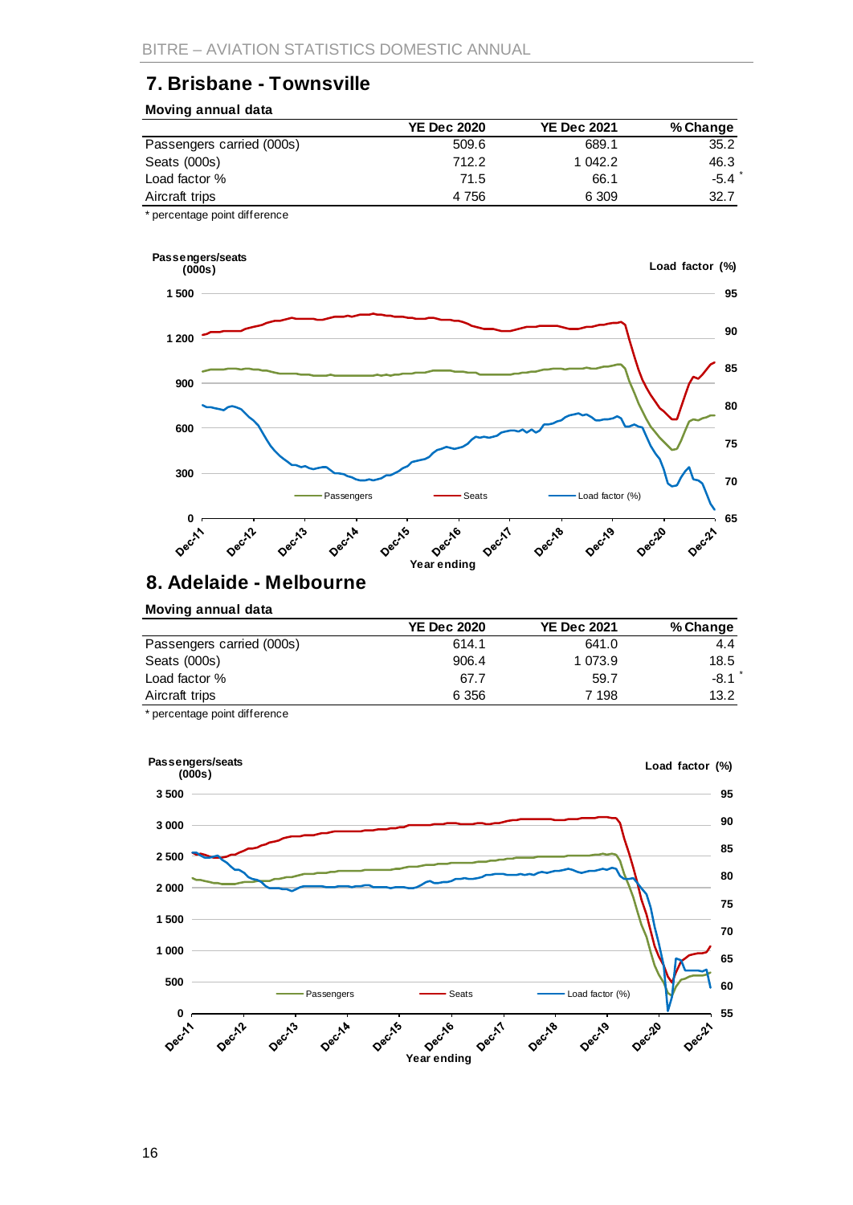## 7. Brisbane - Townsville

**Moving annual data**

| | YE Dec 2020 | YE Dec 2021 | % Change |
|---|---|---|---|
| Passengers carried (000s) | 509.6 | 689.1 | 35.2 |
| Seats (000s) | 712.2 | 1 042.2 | 46.3 |
| Load factor % | 71.5 | 66.1 | -5.4 * |
| Aircraft trips | 4 756 | 6 309 | 32.7 |

\* percentage point difference

## 8. Adelaide - Melbourne

**Moving annual data**

| | YE Dec 2020 | YE Dec 2021 | % Change |
|---|---|---|---|
| Passengers carried (000s) | 614.1 | 641.0 | 4.4 |
| Seats (000s) | 906.4 | 1 073.9 | 18.5 |
| Load factor % | 67.7 | 59.7 | -8.1 * |
| Aircraft trips | 6 356 | 7 198 | 13.2 |

\* percentage point difference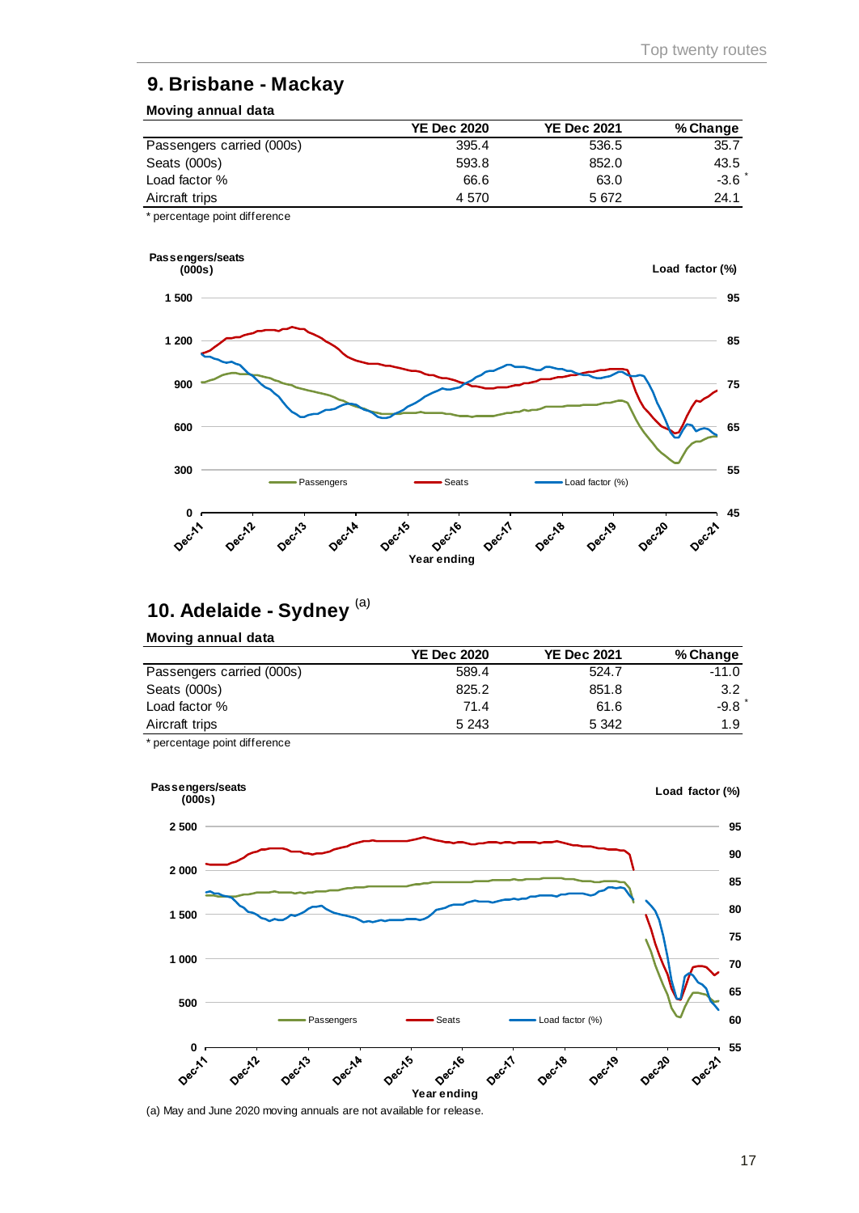## 9. Brisbane - Mackay

**Moving annual data**

| | YE Dec 2020 | YE Dec 2021 | % Change |
|---|---|---|---|
| Passengers carried (000s) | 395.4 | 536.5 | 35.7 |
| Seats (000s) | 593.8 | 852.0 | 43.5 |
| Load factor % | 66.6 | 63.0 | -3.6 * |
| Aircraft trips | 4 570 | 5 672 | 24.1 |

* percentage point difference

## 10. Adelaide - Sydney [(a)]

**Moving annual data**

| | YE Dec 2020 | YE Dec 2021 | % Change |
|---|---|---|---|
| Passengers carried (000s) | 589.4 | 524.7 | -11.0 |
| Seats (000s) | 825.2 | 851.8 | 3.2 |
| Load factor % | 71.4 | 61.6 | -9.8 * |
| Aircraft trips | 5 243 | 5 342 | 1.9 |

* percentage point difference

(a) May and June 2020 moving annuals are not available for release.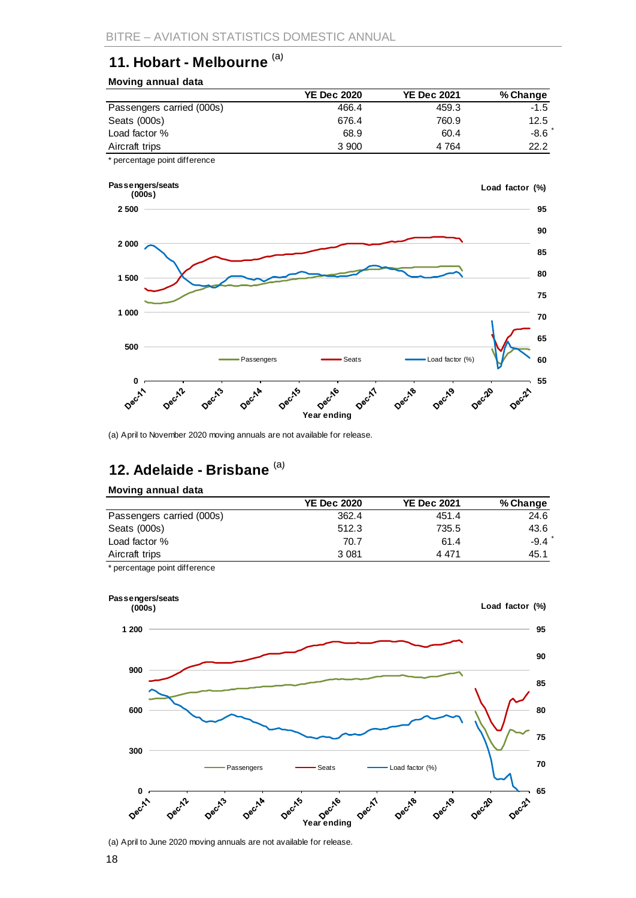## 11. Hobart - Melbourne [(a)]

**Moving annual data**

| | YE Dec 2020 | YE Dec 2021 | % Change |
|---|---|---|---|
| Passengers carried (000s) | 466.4 | 459.3 | -1.5 |
| Seats (000s) | 676.4 | 760.9 | 12.5 |
| Load factor % | 68.9 | 60.4 | -8.6 * |
| Aircraft trips | 3 900 | 4 764 | 22.2 |

* percentage point difference

(a) April to November 2020 moving annuals are not available for release.

## 12. Adelaide - Brisbane [(a)]

**Moving annual data**

| | YE Dec 2020 | YE Dec 2021 | % Change |
|---|---|---|---|
| Passengers carried (000s) | 362.4 | 451.4 | 24.6 |
| Seats (000s) | 512.3 | 735.5 | 43.6 |
| Load factor % | 70.7 | 61.4 | -9.4 * |
| Aircraft trips | 3 081 | 4 471 | 45.1 |

* percentage point difference

(a) April to June 2020 moving annuals are not available for release.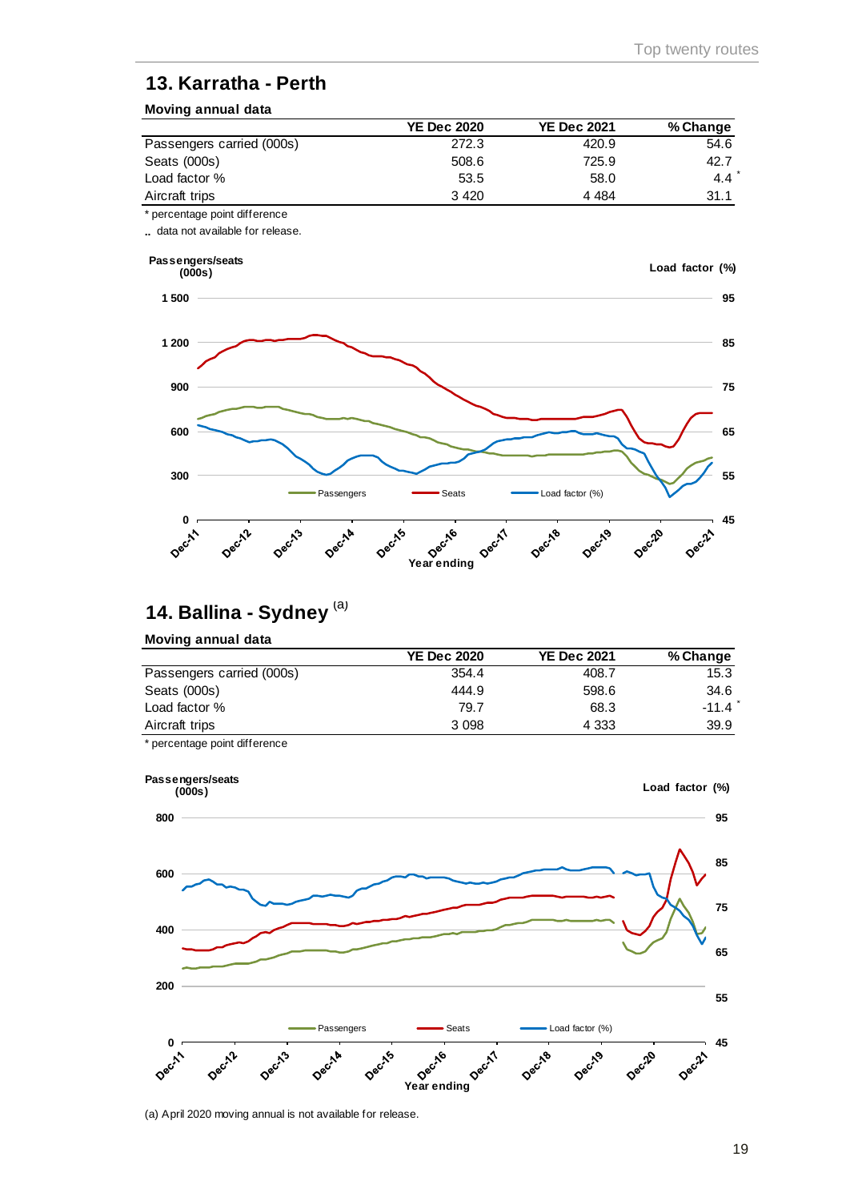## 13. Karratha - Perth

**Moving annual data**

| | YE Dec 2020 | YE Dec 2021 | % Change |
|---|---|---|---|
| Passengers carried (000s) | 272.3 | 420.9 | 54.6 |
| Seats (000s) | 508.6 | 725.9 | 42.7 |
| Load factor % | 53.5 | 58.0 | 4.4 * |
| Aircraft trips | 3 420 | 4 484 | 31.1 |

\* percentage point difference

.. data not available for release.

Passengers/seats (000s) | Load factor (%)

Passengers | Seats | Load factor (%)

Year ending

## 14. Ballina - Sydney (a)

**Moving annual data**

| | YE Dec 2020 | YE Dec 2021 | % Change |
|---|---|---|---|
| Passengers carried (000s) | 354.4 | 408.7 | 15.3 |
| Seats (000s) | 444.9 | 598.6 | 34.6 |
| Load factor % | 79.7 | 68.3 | -11.4 * |
| Aircraft trips | 3 098 | 4 333 | 39.9 |

\* percentage point difference

Passengers/seats (000s) | Load factor (%)

Passengers | Seats | Load factor (%)

Year ending

(a) April 2020 moving annual is not available for release.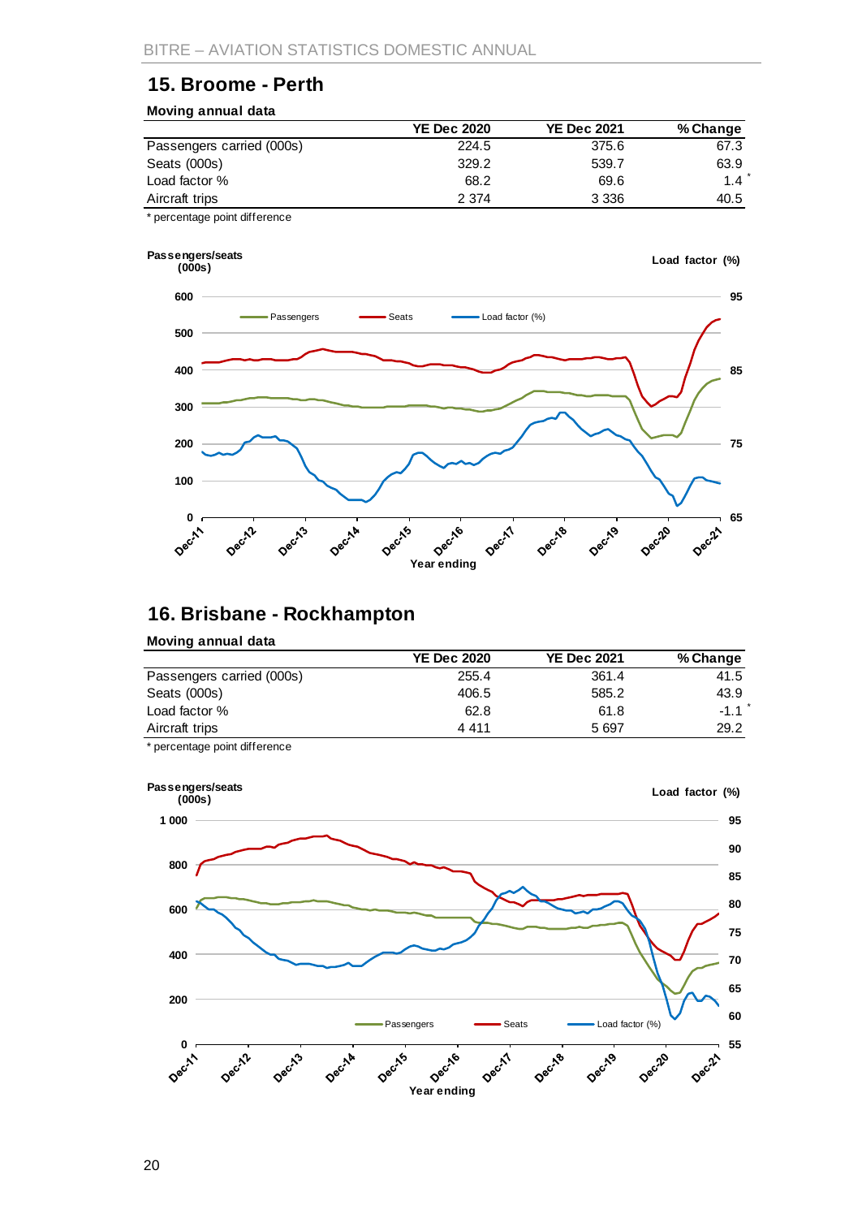## 15. Broome - Perth

### Moving annual data

| | YE Dec 2020 | YE Dec 2021 | % Change |
|---|---|---|---|
| Passengers carried (000s) | 224.5 | 375.6 | 67.3 |
| Seats (000s) | 329.2 | 539.7 | 63.9 |
| Load factor % | 68.2 | 69.6 | 1.4 * |
| Aircraft trips | 2 374 | 3 336 | 40.5 |

\* percentage point difference

## 16. Brisbane - Rockhampton

### Moving annual data

| | YE Dec 2020 | YE Dec 2021 | % Change |
|---|---|---|---|
| Passengers carried (000s) | 255.4 | 361.4 | 41.5 |
| Seats (000s) | 406.5 | 585.2 | 43.9 |
| Load factor % | 62.8 | 61.8 | -1.1 * |
| Aircraft trips | 4 411 | 5 697 | 29.2 |

\* percentage point difference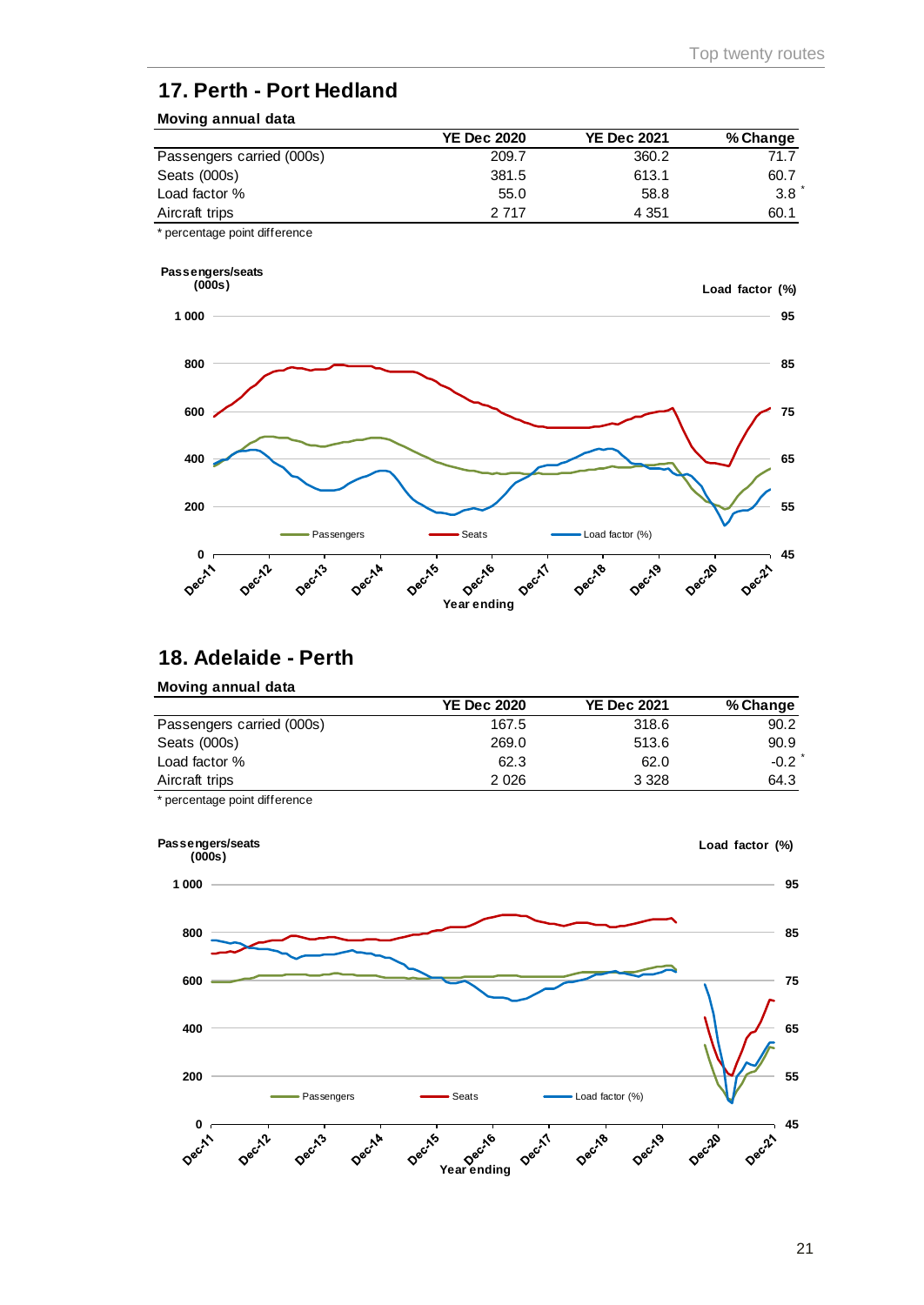## 17. Perth - Port Hedland

**Moving annual data**

| | YE Dec 2020 | YE Dec 2021 | % Change |
|---|---|---|---|
| Passengers carried (000s) | 209.7 | 360.2 | 71.7 |
| Seats (000s) | 381.5 | 613.1 | 60.7 |
| Load factor % | 55.0 | 58.8 | 3.8 * |
| Aircraft trips | 2 717 | 4 351 | 60.1 |

* percentage point difference

Passengers/seats (000s)

Load factor (%)

Passengers | Seats | Load factor (%)

Year ending

## 18. Adelaide - Perth

**Moving annual data**

| | YE Dec 2020 | YE Dec 2021 | % Change |
|---|---|---|---|
| Passengers carried (000s) | 167.5 | 318.6 | 90.2 |
| Seats (000s) | 269.0 | 513.6 | 90.9 |
| Load factor % | 62.3 | 62.0 | -0.2 * |
| Aircraft trips | 2 026 | 3 328 | 64.3 |

* percentage point difference

Passengers/seats (000s)

Load factor (%)

Passengers | Seats | Load factor (%)

Year ending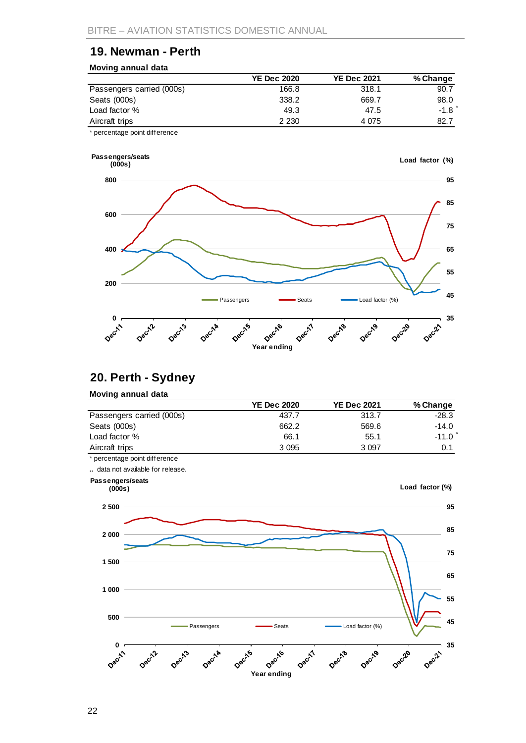## 19. Newman - Perth

**Moving annual data**

| | YE Dec 2020 | YE Dec 2021 | % Change |
|---|---|---|---|
| Passengers carried (000s) | 166.8 | 318.1 | 90.7 |
| Seats (000s) | 338.2 | 669.7 | 98.0 |
| Load factor % | 49.3 | 47.5 | -1.8 * |
| Aircraft trips | 2 230 | 4 075 | 82.7 |

\* percentage point difference

Passengers/seats (000s)

Load factor (%)

Passengers — Seats — Load factor (%)

Year ending

## 20. Perth - Sydney

**Moving annual data**

| | YE Dec 2020 | YE Dec 2021 | % Change |
|---|---|---|---|
| Passengers carried (000s) | 437.7 | 313.7 | -28.3 |
| Seats (000s) | 662.2 | 569.6 | -14.0 |
| Load factor % | 66.1 | 55.1 | -11.0 * |
| Aircraft trips | 3 095 | 3 097 | 0.1 |

\* percentage point difference

.. data not available for release.

Passengers/seats (000s)

Load factor (%)

Passengers — Seats — Load factor (%)

Year ending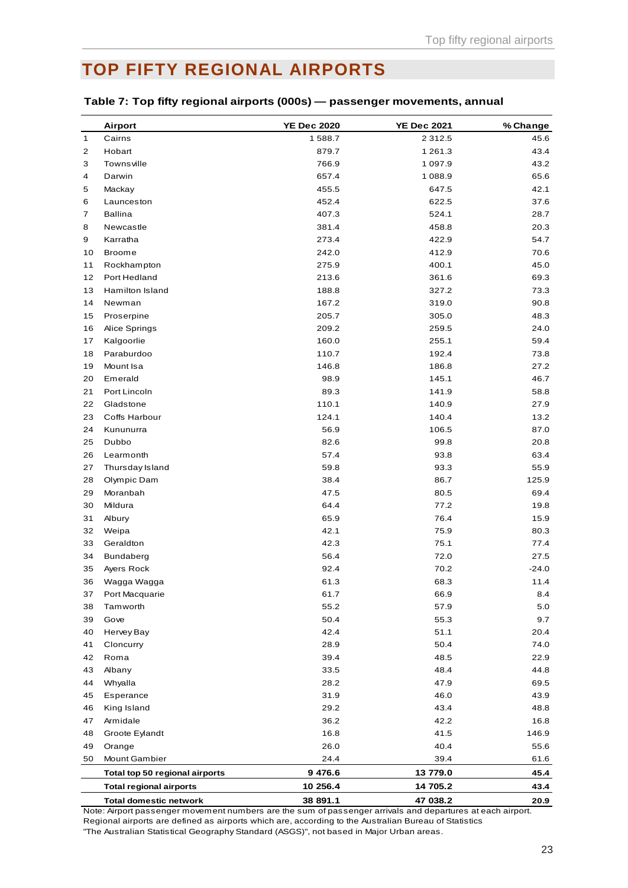# TOP FIFTY REGIONAL AIRPORTS

### Table 7: Top fifty regional airports (000s) — passenger movements, annual

| | Airport | YE Dec 2020 | YE Dec 2021 | % Change |
|---|---|---|---|---|
| 1 | Cairns | 1 588.7 | 2 312.5 | 45.6 |
| 2 | Hobart | 879.7 | 1 261.3 | 43.4 |
| 3 | Townsville | 766.9 | 1 097.9 | 43.2 |
| 4 | Darwin | 657.4 | 1 088.9 | 65.6 |
| 5 | Mackay | 455.5 | 647.5 | 42.1 |
| 6 | Launceston | 452.4 | 622.5 | 37.6 |
| 7 | Ballina | 407.3 | 524.1 | 28.7 |
| 8 | Newcastle | 381.4 | 458.8 | 20.3 |
| 9 | Karratha | 273.4 | 422.9 | 54.7 |
| 10 | Broome | 242.0 | 412.9 | 70.6 |
| 11 | Rockhampton | 275.9 | 400.1 | 45.0 |
| 12 | Port Hedland | 213.6 | 361.6 | 69.3 |
| 13 | Hamilton Island | 188.8 | 327.2 | 73.3 |
| 14 | Newman | 167.2 | 319.0 | 90.8 |
| 15 | Proserpine | 205.7 | 305.0 | 48.3 |
| 16 | Alice Springs | 209.2 | 259.5 | 24.0 |
| 17 | Kalgoorlie | 160.0 | 255.1 | 59.4 |
| 18 | Paraburdoo | 110.7 | 192.4 | 73.8 |
| 19 | Mount Isa | 146.8 | 186.8 | 27.2 |
| 20 | Emerald | 98.9 | 145.1 | 46.7 |
| 21 | Port Lincoln | 89.3 | 141.9 | 58.8 |
| 22 | Gladstone | 110.1 | 140.9 | 27.9 |
| 23 | Coffs Harbour | 124.1 | 140.4 | 13.2 |
| 24 | Kununurra | 56.9 | 106.5 | 87.0 |
| 25 | Dubbo | 82.6 | 99.8 | 20.8 |
| 26 | Learmonth | 57.4 | 93.8 | 63.4 |
| 27 | Thursday Island | 59.8 | 93.3 | 55.9 |
| 28 | Olympic Dam | 38.4 | 86.7 | 125.9 |
| 29 | Moranbah | 47.5 | 80.5 | 69.4 |
| 30 | Mildura | 64.4 | 77.2 | 19.8 |
| 31 | Albury | 65.9 | 76.4 | 15.9 |
| 32 | Weipa | 42.1 | 75.9 | 80.3 |
| 33 | Geraldton | 42.3 | 75.1 | 77.4 |
| 34 | Bundaberg | 56.4 | 72.0 | 27.5 |
| 35 | Ayers Rock | 92.4 | 70.2 | -24.0 |
| 36 | Wagga Wagga | 61.3 | 68.3 | 11.4 |
| 37 | Port Macquarie | 61.7 | 66.9 | 8.4 |
| 38 | Tamworth | 55.2 | 57.9 | 5.0 |
| 39 | Gove | 50.4 | 55.3 | 9.7 |
| 40 | Hervey Bay | 42.4 | 51.1 | 20.4 |
| 41 | Cloncurry | 28.9 | 50.4 | 74.0 |
| 42 | Roma | 39.4 | 48.5 | 22.9 |
| 43 | Albany | 33.5 | 48.4 | 44.8 |
| 44 | Whyalla | 28.2 | 47.9 | 69.5 |
| 45 | Esperance | 31.9 | 46.0 | 43.9 |
| 46 | King Island | 29.2 | 43.4 | 48.8 |
| 47 | Armidale | 36.2 | 42.2 | 16.8 |
| 48 | Groote Eylandt | 16.8 | 41.5 | 146.9 |
| 49 | Orange | 26.0 | 40.4 | 55.6 |
| 50 | Mount Gambier | 24.4 | 39.4 | 61.6 |
| | **Total top 50 regional airports** | **9 476.6** | **13 779.0** | **45.4** |
| | **Total regional airports** | **10 256.4** | **14 705.2** | **43.4** |
| | **Total domestic network** | **38 891.1** | **47 038.2** | **20.9** |

Note: Airport passenger movement numbers are the sum of passenger arrivals and departures at each airport.
Regional airports are defined as airports which are, according to the Australian Bureau of Statistics
"The Australian Statistical Geography Standard (ASGS)", not based in Major Urban areas.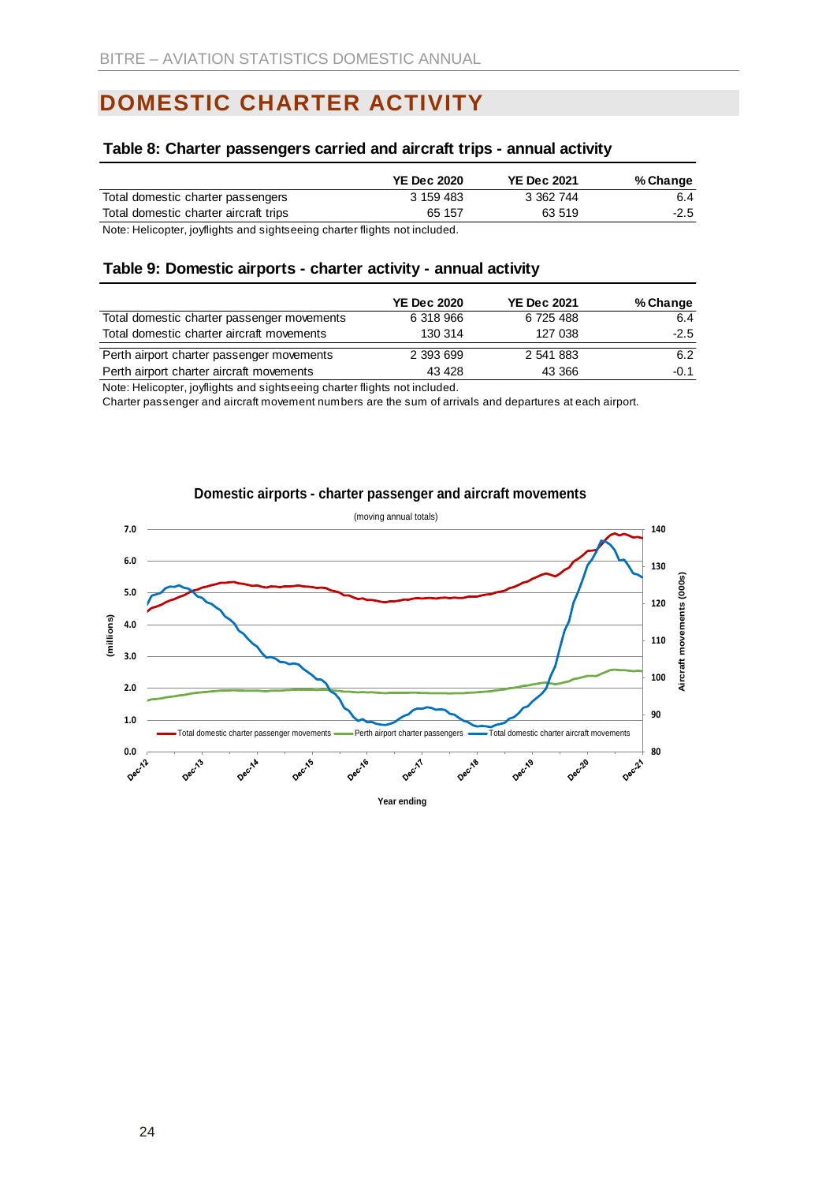# DOMESTIC CHARTER ACTIVITY

### Table 8: Charter passengers carried and aircraft trips - annual activity

| | YE Dec 2020 | YE Dec 2021 | % Change |
|---|---|---|---|
| Total domestic charter passengers | 3 159 483 | 3 362 744 | 6.4 |
| Total domestic charter aircraft trips | 65 157 | 63 519 | -2.5 |

Note: Helicopter, joyflights and sightseeing charter flights not included.

### Table 9: Domestic airports - charter activity - annual activity

| | YE Dec 2020 | YE Dec 2021 | % Change |
|---|---|---|---|
| Total domestic charter passenger movements | 6 318 966 | 6 725 488 | 6.4 |
| Total domestic charter aircraft movements | 130 314 | 127 038 | -2.5 |
| Perth airport charter passenger movements | 2 393 699 | 2 541 883 | 6.2 |
| Perth airport charter aircraft movements | 43 428 | 43 366 | -0.1 |

Note: Helicopter, joyflights and sightseeing charter flights not included.
Charter passenger and aircraft movement numbers are the sum of arrivals and departures at each airport.

**Domestic airports - charter passenger and aircraft movements**

(moving annual totals)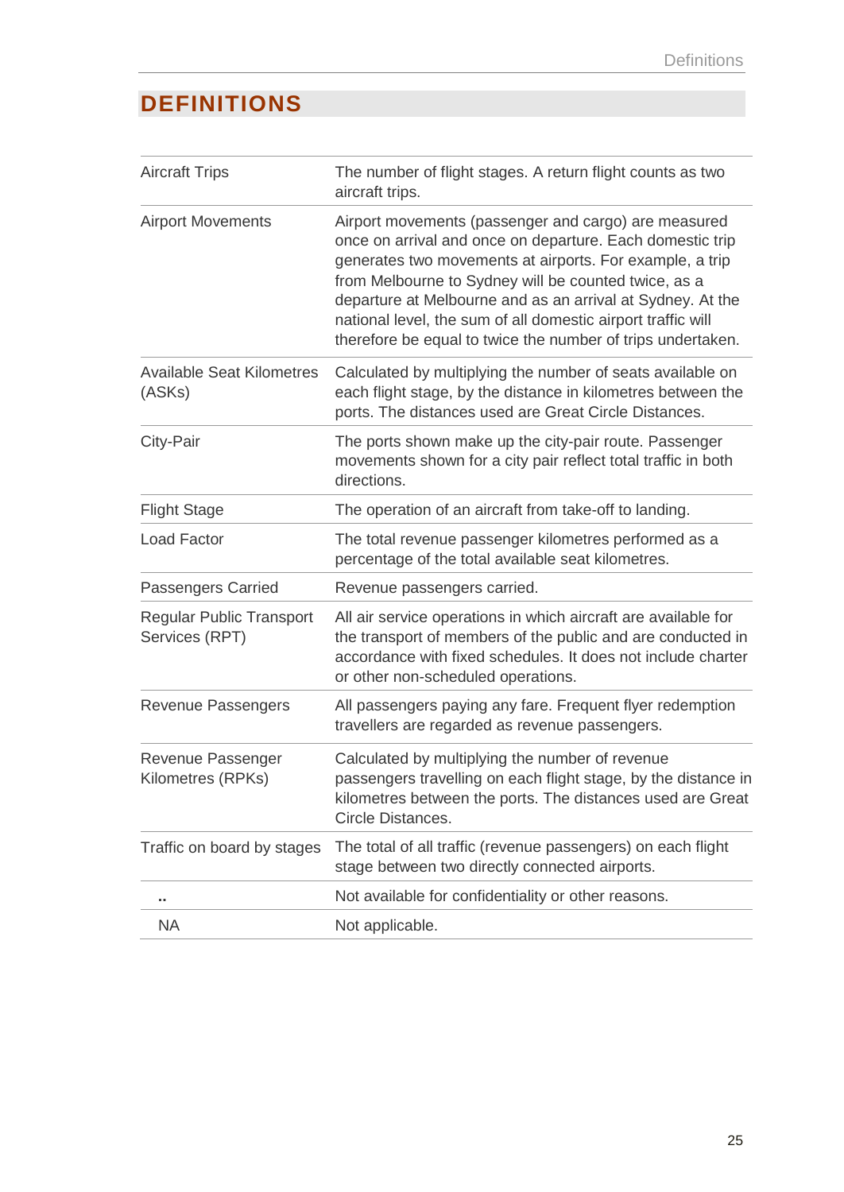# DEFINITIONS

| | |
|---|---|
| Aircraft Trips | The number of flight stages. A return flight counts as two aircraft trips. |
| Airport Movements | Airport movements (passenger and cargo) are measured once on arrival and once on departure. Each domestic trip generates two movements at airports. For example, a trip from Melbourne to Sydney will be counted twice, as a departure at Melbourne and as an arrival at Sydney. At the national level, the sum of all domestic airport traffic will therefore be equal to twice the number of trips undertaken. |
| Available Seat Kilometres (ASKs) | Calculated by multiplying the number of seats available on each flight stage, by the distance in kilometres between the ports. The distances used are Great Circle Distances. |
| City-Pair | The ports shown make up the city-pair route. Passenger movements shown for a city pair reflect total traffic in both directions. |
| Flight Stage | The operation of an aircraft from take-off to landing. |
| Load Factor | The total revenue passenger kilometres performed as a percentage of the total available seat kilometres. |
| Passengers Carried | Revenue passengers carried. |
| Regular Public Transport Services (RPT) | All air service operations in which aircraft are available for the transport of members of the public and are conducted in accordance with fixed schedules. It does not include charter or other non-scheduled operations. |
| Revenue Passengers | All passengers paying any fare. Frequent flyer redemption travellers are regarded as revenue passengers. |
| Revenue Passenger Kilometres (RPKs) | Calculated by multiplying the number of revenue passengers travelling on each flight stage, by the distance in kilometres between the ports. The distances used are Great Circle Distances. |
| Traffic on board by stages | The total of all traffic (revenue passengers) on each flight stage between two directly connected airports. |
| .. | Not available for confidentiality or other reasons. |
| NA | Not applicable. |